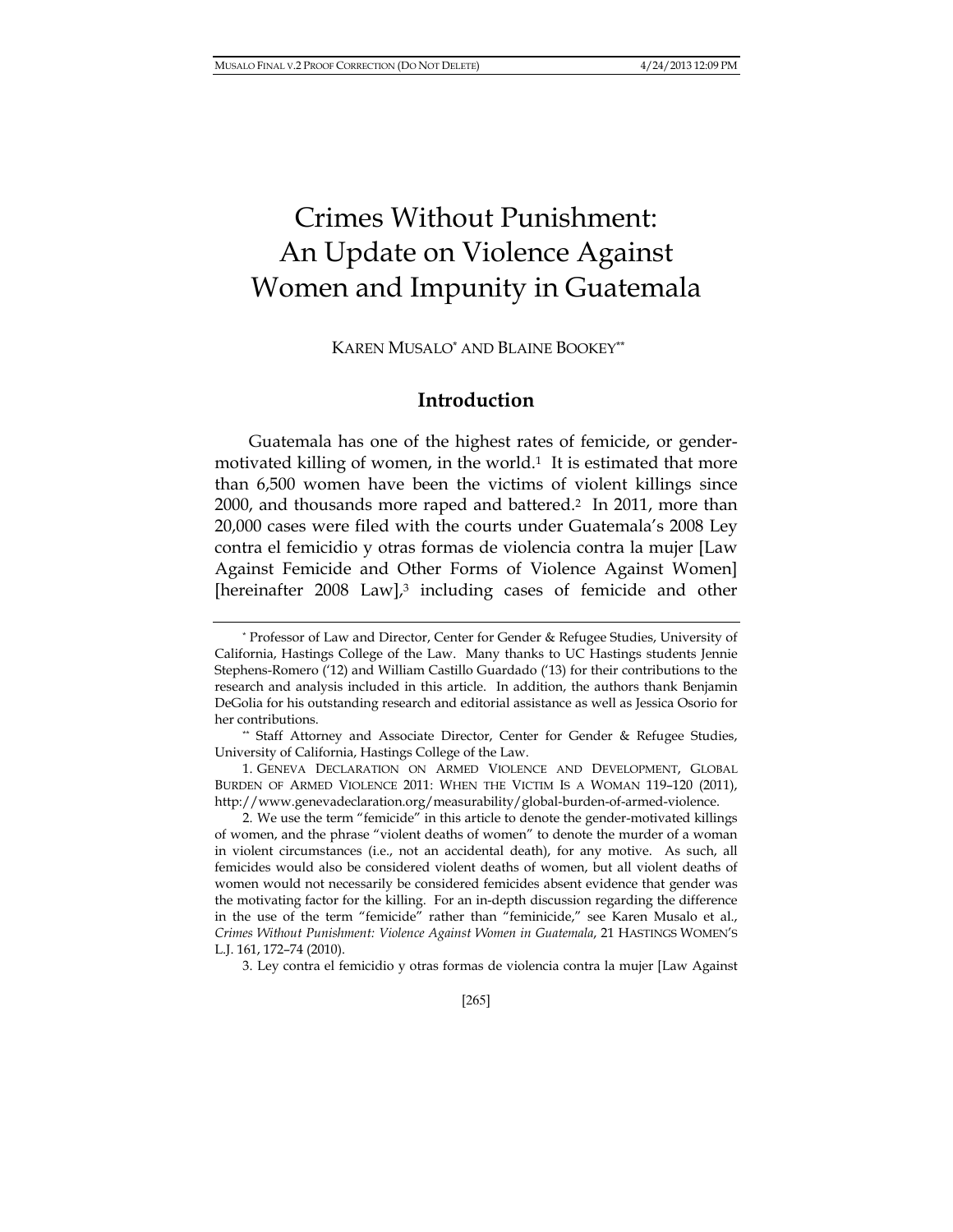# Crimes Without Punishment: An Update on Violence Against Women and Impunity in Guatemala

KAREN MUSALO[*] AND BLAINE BOOKEY[**]

## Introduction

Guatemala has one of the highest rates of femicide, or gender-motivated killing of women, in the world.[1] It is estimated that more than 6,500 women have been the victims of violent killings since 2000, and thousands more raped and battered.[2] In 2011, more than 20,000 cases were filed with the courts under Guatemala's 2008 Ley contra el femicidio y otras formas de violencia contra la mujer [Law Against Femicide and Other Forms of Violence Against Women] [hereinafter 2008 Law],[3] including cases of femicide and other

---

[*] Professor of Law and Director, Center for Gender & Refugee Studies, University of California, Hastings College of the Law. Many thanks to UC Hastings students Jennie Stephens-Romero ('12) and William Castillo Guardado ('13) for their contributions to the research and analysis included in this article. In addition, the authors thank Benjamin DeGolia for his outstanding research and editorial assistance as well as Jessica Osorio for her contributions.

[**] Staff Attorney and Associate Director, Center for Gender & Refugee Studies, University of California, Hastings College of the Law.

1. GENEVA DECLARATION ON ARMED VIOLENCE AND DEVELOPMENT, GLOBAL BURDEN OF ARMED VIOLENCE 2011: WHEN THE VICTIM IS A WOMAN 119–120 (2011), http://www.genevadeclaration.org/measurability/global-burden-of-armed-violence.

2. We use the term "femicide" in this article to denote the gender-motivated killings of women, and the phrase "violent deaths of women" to denote the murder of a woman in violent circumstances (i.e., not an accidental death), for any motive. As such, all femicides would also be considered violent deaths of women, but all violent deaths of women would not necessarily be considered femicides absent evidence that gender was the motivating factor for the killing. For an in-depth discussion regarding the difference in the use of the term "femicide" rather than "feminicide," see Karen Musalo et al., *Crimes Without Punishment: Violence Against Women in Guatemala*, 21 HASTINGS WOMEN'S L.J. 161, 172–74 (2010).

3. Ley contra el femicidio y otras formas de violencia contra la mujer [Law Against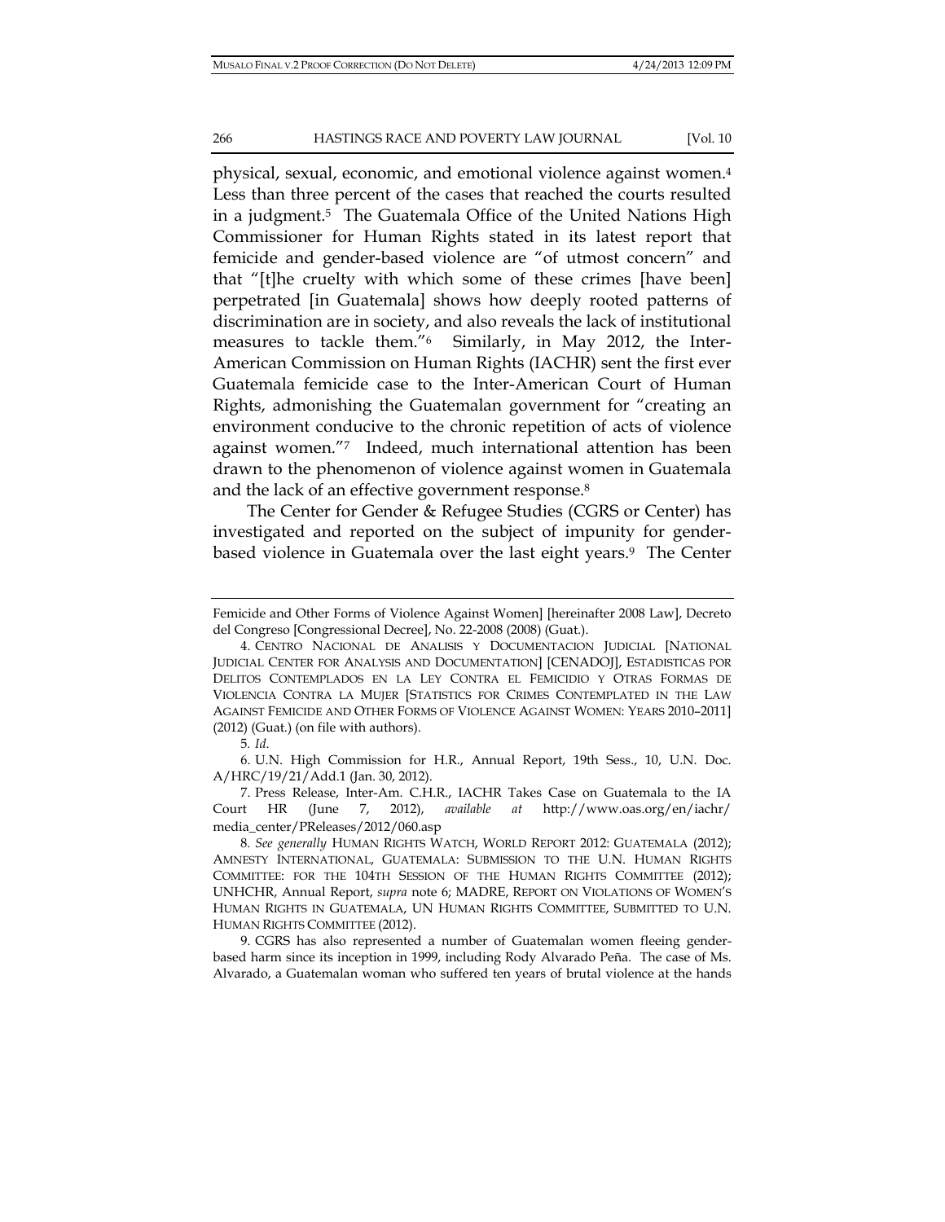physical, sexual, economic, and emotional violence against women.[4] Less than three percent of the cases that reached the courts resulted in a judgment.[5] The Guatemala Office of the United Nations High Commissioner for Human Rights stated in its latest report that femicide and gender-based violence are "of utmost concern" and that "[t]he cruelty with which some of these crimes [have been] perpetrated [in Guatemala] shows how deeply rooted patterns of discrimination are in society, and also reveals the lack of institutional measures to tackle them."[6] Similarly, in May 2012, the Inter-American Commission on Human Rights (IACHR) sent the first ever Guatemala femicide case to the Inter-American Court of Human Rights, admonishing the Guatemalan government for "creating an environment conducive to the chronic repetition of acts of violence against women."[7] Indeed, much international attention has been drawn to the phenomenon of violence against women in Guatemala and the lack of an effective government response.[8]

The Center for Gender & Refugee Studies (CGRS or Center) has investigated and reported on the subject of impunity for gender-based violence in Guatemala over the last eight years.[9] The Center

---

Femicide and Other Forms of Violence Against Women] [hereinafter 2008 Law], Decreto del Congreso [Congressional Decree], No. 22-2008 (2008) (Guat.).

4. CENTRO NACIONAL DE ANALISIS Y DOCUMENTACION JUDICIAL [NATIONAL JUDICIAL CENTER FOR ANALYSIS AND DOCUMENTATION] [CENADOJ], ESTADISTICAS POR DELITOS CONTEMPLADOS EN LA LEY CONTRA EL FEMICIDIO Y OTRAS FORMAS DE VIOLENCIA CONTRA LA MUJER [STATISTICS FOR CRIMES CONTEMPLATED IN THE LAW AGAINST FEMICIDE AND OTHER FORMS OF VIOLENCE AGAINST WOMEN: YEARS 2010–2011] (2012) (Guat.) (on file with authors).

5. *Id.*

6. U.N. High Commission for H.R., Annual Report, 19th Sess., 10, U.N. Doc. A/HRC/19/21/Add.1 (Jan. 30, 2012).

7. Press Release, Inter-Am. C.H.R., IACHR Takes Case on Guatemala to the IA Court HR (June 7, 2012), *available at* http://www.oas.org/en/iachr/media_center/PReleases/2012/060.asp

8. *See generally* HUMAN RIGHTS WATCH, WORLD REPORT 2012: GUATEMALA (2012); AMNESTY INTERNATIONAL, GUATEMALA: SUBMISSION TO THE U.N. HUMAN RIGHTS COMMITTEE: FOR THE 104TH SESSION OF THE HUMAN RIGHTS COMMITTEE (2012); UNHCHR, Annual Report, *supra* note 6; MADRE, REPORT ON VIOLATIONS OF WOMEN'S HUMAN RIGHTS IN GUATEMALA, UN HUMAN RIGHTS COMMITTEE, SUBMITTED TO U.N. HUMAN RIGHTS COMMITTEE (2012).

9. CGRS has also represented a number of Guatemalan women fleeing gender-based harm since its inception in 1999, including Rody Alvarado Peña. The case of Ms. Alvarado, a Guatemalan woman who suffered ten years of brutal violence at the hands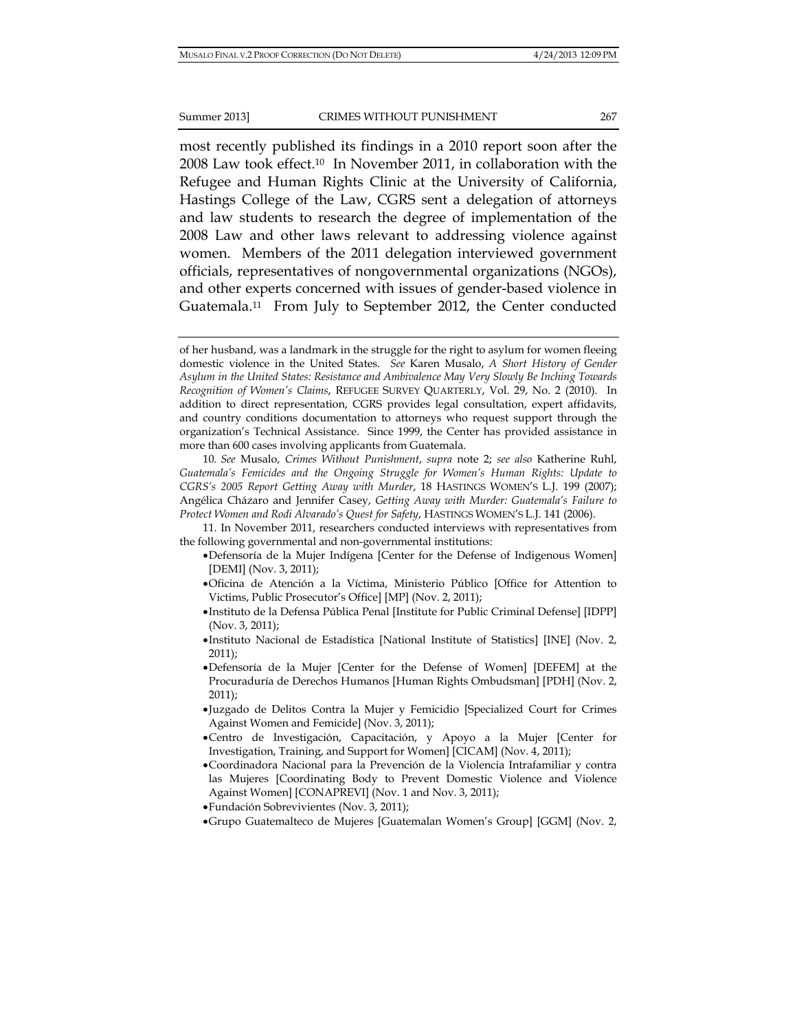most recently published its findings in a 2010 report soon after the 2008 Law took effect.[10] In November 2011, in collaboration with the Refugee and Human Rights Clinic at the University of California, Hastings College of the Law, CGRS sent a delegation of attorneys and law students to research the degree of implementation of the 2008 Law and other laws relevant to addressing violence against women. Members of the 2011 delegation interviewed government officials, representatives of nongovernmental organizations (NGOs), and other experts concerned with issues of gender-based violence in Guatemala.[11] From July to September 2012, the Center conducted

---

of her husband, was a landmark in the struggle for the right to asylum for women fleeing domestic violence in the United States. *See* Karen Musalo, *A Short History of Gender Asylum in the United States: Resistance and Ambivalence May Very Slowly Be Inching Towards Recognition of Women's Claims*, REFUGEE SURVEY QUARTERLY, Vol. 29, No. 2 (2010). In addition to direct representation, CGRS provides legal consultation, expert affidavits, and country conditions documentation to attorneys who request support through the organization's Technical Assistance. Since 1999, the Center has provided assistance in more than 600 cases involving applicants from Guatemala.

10. *See* Musalo, *Crimes Without Punishment*, *supra* note 2; *see also* Katherine Ruhl, *Guatemala's Femicides and the Ongoing Struggle for Women's Human Rights: Update to CGRS's 2005 Report Getting Away with Murder*, 18 HASTINGS WOMEN'S L.J. 199 (2007); Angélica Cházaro and Jennifer Casey, *Getting Away with Murder: Guatemala's Failure to Protect Women and Rodi Alvarado's Quest for Safety*, HASTINGS WOMEN'S L.J. 141 (2006).

11. In November 2011, researchers conducted interviews with representatives from the following governmental and non-governmental institutions:

- Defensoría de la Mujer Indígena [Center for the Defense of Indigenous Women] [DEMI] (Nov. 3, 2011);
- Oficina de Atención a la Víctima, Ministerio Público [Office for Attention to Victims, Public Prosecutor's Office] [MP] (Nov. 2, 2011);
- Instituto de la Defensa Pública Penal [Institute for Public Criminal Defense] [IDPP] (Nov. 3, 2011);
- Instituto Nacional de Estadística [National Institute of Statistics] [INE] (Nov. 2, 2011);
- Defensoría de la Mujer [Center for the Defense of Women] [DEFEM] at the Procuraduría de Derechos Humanos [Human Rights Ombudsman] [PDH] (Nov. 2, 2011);
- Juzgado de Delitos Contra la Mujer y Femicidio [Specialized Court for Crimes Against Women and Femicide] (Nov. 3, 2011);
- Centro de Investigación, Capacitación, y Apoyo a la Mujer [Center for Investigation, Training, and Support for Women] [CICAM] (Nov. 4, 2011);
- Coordinadora Nacional para la Prevención de la Violencia Intrafamiliar y contra las Mujeres [Coordinating Body to Prevent Domestic Violence and Violence Against Women] [CONAPREVI] (Nov. 1 and Nov. 3, 2011);
- Fundación Sobrevivientes (Nov. 3, 2011);
- Grupo Guatemalteco de Mujeres [Guatemalan Women's Group] [GGM] (Nov. 2,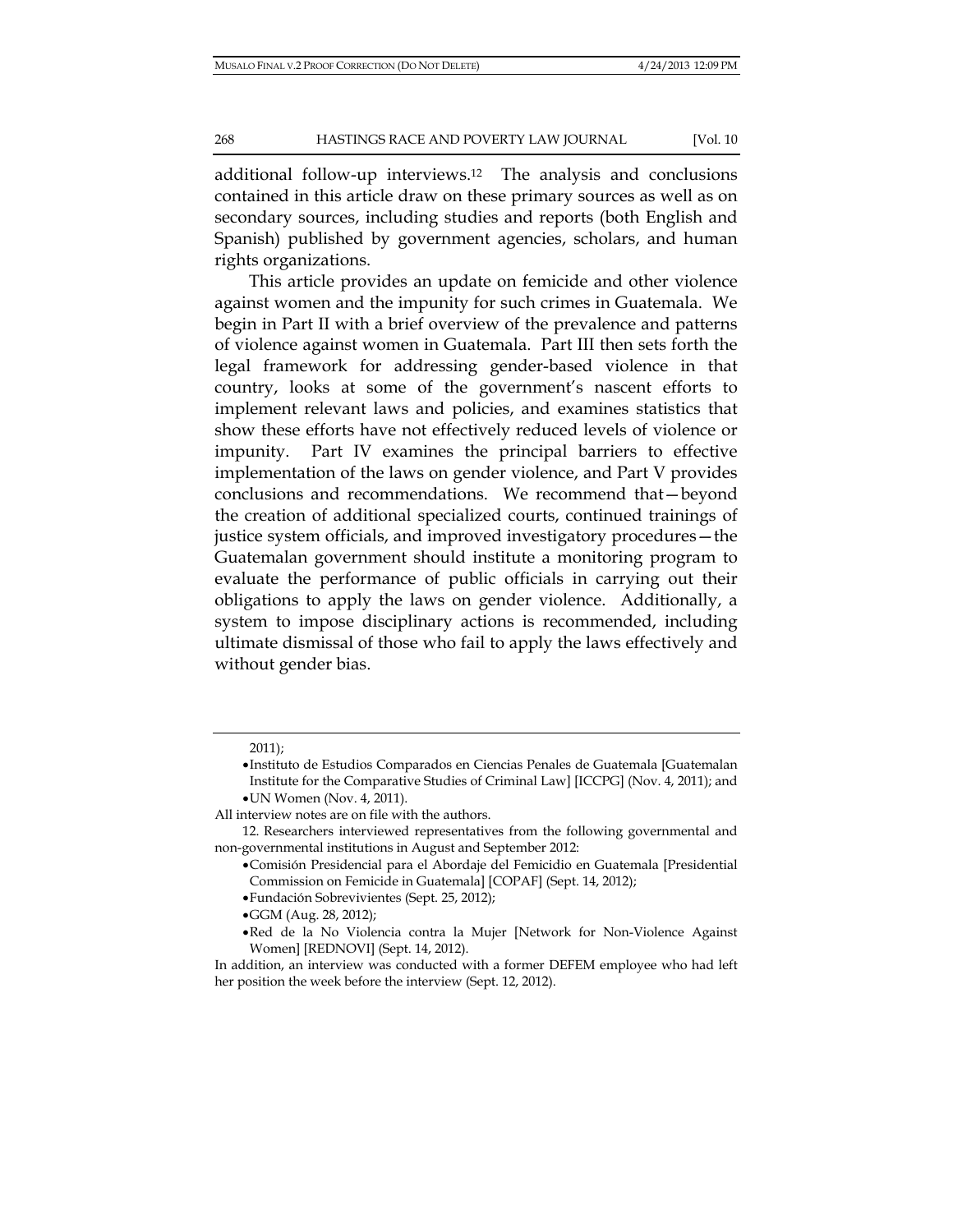additional follow-up interviews.[12] The analysis and conclusions contained in this article draw on these primary sources as well as on secondary sources, including studies and reports (both English and Spanish) published by government agencies, scholars, and human rights organizations.

This article provides an update on femicide and other violence against women and the impunity for such crimes in Guatemala. We begin in Part II with a brief overview of the prevalence and patterns of violence against women in Guatemala. Part III then sets forth the legal framework for addressing gender-based violence in that country, looks at some of the government's nascent efforts to implement relevant laws and policies, and examines statistics that show these efforts have not effectively reduced levels of violence or impunity. Part IV examines the principal barriers to effective implementation of the laws on gender violence, and Part V provides conclusions and recommendations. We recommend that—beyond the creation of additional specialized courts, continued trainings of justice system officials, and improved investigatory procedures—the Guatemalan government should institute a monitoring program to evaluate the performance of public officials in carrying out their obligations to apply the laws on gender violence. Additionally, a system to impose disciplinary actions is recommended, including ultimate dismissal of those who fail to apply the laws effectively and without gender bias.

---

2011);

- Instituto de Estudios Comparados en Ciencias Penales de Guatemala [Guatemalan Institute for the Comparative Studies of Criminal Law] [ICCPG] (Nov. 4, 2011); and
- UN Women (Nov. 4, 2011).

All interview notes are on file with the authors.

12. Researchers interviewed representatives from the following governmental and non-governmental institutions in August and September 2012:

- Comisión Presidencial para el Abordaje del Femicidio en Guatemala [Presidential Commission on Femicide in Guatemala] [COPAF] (Sept. 14, 2012);
- Fundación Sobrevivientes (Sept. 25, 2012);
- GGM (Aug. 28, 2012);
- Red de la No Violencia contra la Mujer [Network for Non-Violence Against Women] [REDNOVI] (Sept. 14, 2012).

In addition, an interview was conducted with a former DEFEM employee who had left her position the week before the interview (Sept. 12, 2012).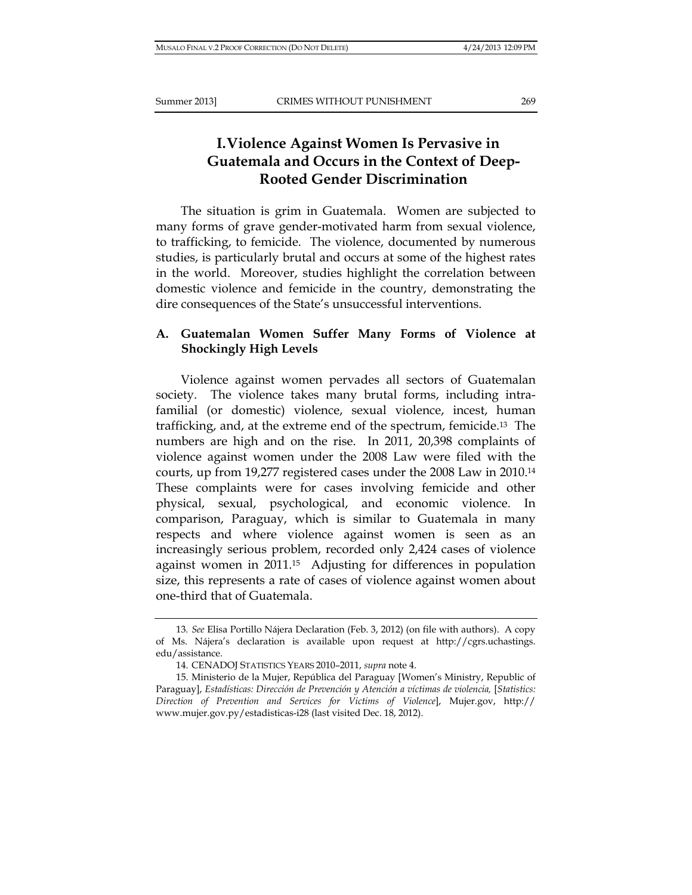# I. Violence Against Women Is Pervasive in Guatemala and Occurs in the Context of Deep-Rooted Gender Discrimination

The situation is grim in Guatemala. Women are subjected to many forms of grave gender-motivated harm from sexual violence, to trafficking, to femicide. The violence, documented by numerous studies, is particularly brutal and occurs at some of the highest rates in the world. Moreover, studies highlight the correlation between domestic violence and femicide in the country, demonstrating the dire consequences of the State's unsuccessful interventions.

## A. Guatemalan Women Suffer Many Forms of Violence at Shockingly High Levels

Violence against women pervades all sectors of Guatemalan society. The violence takes many brutal forms, including intra-familial (or domestic) violence, sexual violence, incest, human trafficking, and, at the extreme end of the spectrum, femicide.[13] The numbers are high and on the rise. In 2011, 20,398 complaints of violence against women under the 2008 Law were filed with the courts, up from 19,277 registered cases under the 2008 Law in 2010.[14] These complaints were for cases involving femicide and other physical, sexual, psychological, and economic violence. In comparison, Paraguay, which is similar to Guatemala in many respects and where violence against women is seen as an increasingly serious problem, recorded only 2,424 cases of violence against women in 2011.[15] Adjusting for differences in population size, this represents a rate of cases of violence against women about one-third that of Guatemala.

---

13. *See* Elisa Portillo Nájera Declaration (Feb. 3, 2012) (on file with authors). A copy of Ms. Nájera's declaration is available upon request at http://cgrs.uchastings.edu/assistance.

14. CENADOJ STATISTICS YEARS 2010–2011, *supra* note 4.

15. Ministerio de la Mujer, República del Paraguay [Women's Ministry, Republic of Paraguay], *Estadísticas: Dirección de Prevención y Atención a víctimas de violencia,* [*Statistics: Direction of Prevention and Services for Victims of Violence*], Mujer.gov, http://www.mujer.gov.py/estadisticas-i28 (last visited Dec. 18, 2012).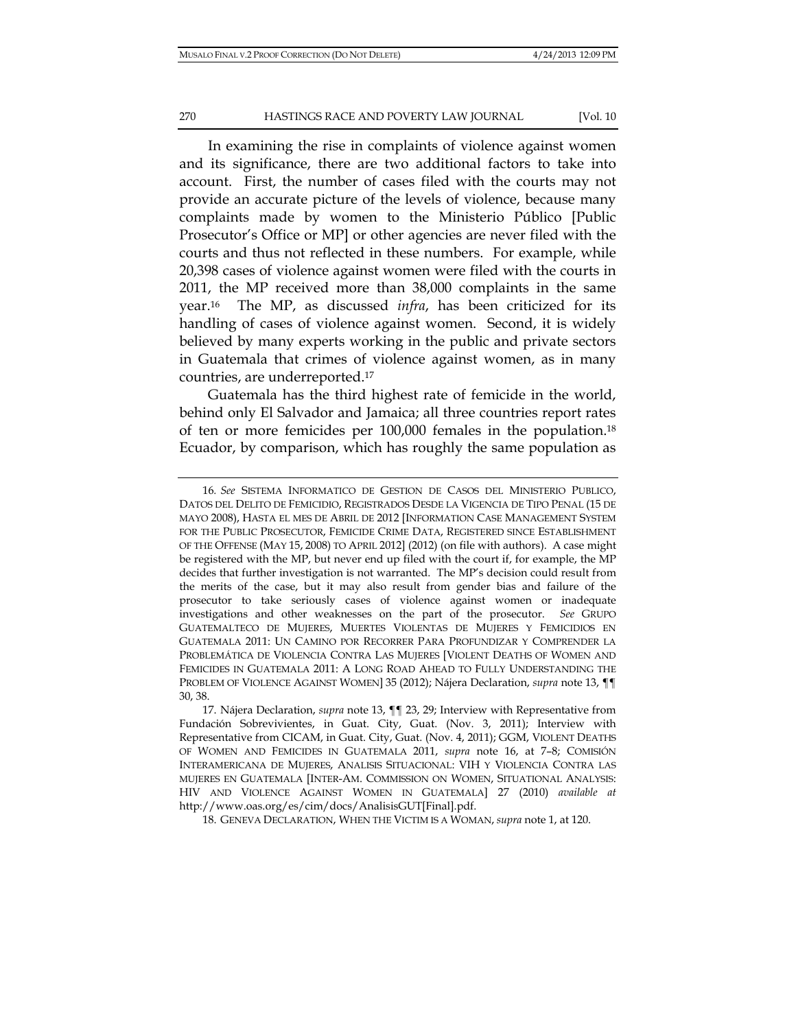In examining the rise in complaints of violence against women and its significance, there are two additional factors to take into account. First, the number of cases filed with the courts may not provide an accurate picture of the levels of violence, because many complaints made by women to the Ministerio Público [Public Prosecutor's Office or MP] or other agencies are never filed with the courts and thus not reflected in these numbers. For example, while 20,398 cases of violence against women were filed with the courts in 2011, the MP received more than 38,000 complaints in the same year.[16] The MP, as discussed *infra*, has been criticized for its handling of cases of violence against women. Second, it is widely believed by many experts working in the public and private sectors in Guatemala that crimes of violence against women, as in many countries, are underreported.[17]

Guatemala has the third highest rate of femicide in the world, behind only El Salvador and Jamaica; all three countries report rates of ten or more femicides per 100,000 females in the population.[18] Ecuador, by comparison, which has roughly the same population as

---

16. *See* SISTEMA INFORMATICO DE GESTION DE CASOS DEL MINISTERIO PUBLICO, DATOS DEL DELITO DE FEMICIDIO, REGISTRADOS DESDE LA VIGENCIA DE TIPO PENAL (15 DE MAYO 2008), HASTA EL MES DE ABRIL DE 2012 [INFORMATION CASE MANAGEMENT SYSTEM FOR THE PUBLIC PROSECUTOR, FEMICIDE CRIME DATA, REGISTERED SINCE ESTABLISHMENT OF THE OFFENSE (MAY 15, 2008) TO APRIL 2012] (2012) (on file with authors). A case might be registered with the MP, but never end up filed with the court if, for example, the MP decides that further investigation is not warranted. The MP's decision could result from the merits of the case, but it may also result from gender bias and failure of the prosecutor to take seriously cases of violence against women or inadequate investigations and other weaknesses on the part of the prosecutor. *See* GRUPO GUATEMALTECO DE MUJERES, MUERTES VIOLENTAS DE MUJERES Y FEMICIDIOS EN GUATEMALA 2011: UN CAMINO POR RECORRER PARA PROFUNDIZAR Y COMPRENDER LA PROBLEMÁTICA DE VIOLENCIA CONTRA LAS MUJERES [VIOLENT DEATHS OF WOMEN AND FEMICIDES IN GUATEMALA 2011: A LONG ROAD AHEAD TO FULLY UNDERSTANDING THE PROBLEM OF VIOLENCE AGAINST WOMEN] 35 (2012); Nájera Declaration, *supra* note 13, ¶¶ 30, 38.

17. Nájera Declaration, *supra* note 13, ¶¶ 23, 29; Interview with Representative from Fundación Sobrevivientes, in Guat. City, Guat. (Nov. 3, 2011); Interview with Representative from CICAM, in Guat. City, Guat. (Nov. 4, 2011); GGM, VIOLENT DEATHS OF WOMEN AND FEMICIDES IN GUATEMALA 2011, *supra* note 16, at 7–8; COMISIÓN INTERAMERICANA DE MUJERES, ANALISIS SITUACIONAL: VIH Y VIOLENCIA CONTRA LAS MUJERES EN GUATEMALA [INTER-AM. COMMISSION ON WOMEN, SITUATIONAL ANALYSIS: HIV AND VIOLENCE AGAINST WOMEN IN GUATEMALA] 27 (2010) *available at* http://www.oas.org/es/cim/docs/AnalisisGUT[Final].pdf.

18. GENEVA DECLARATION, WHEN THE VICTIM IS A WOMAN, *supra* note 1, at 120.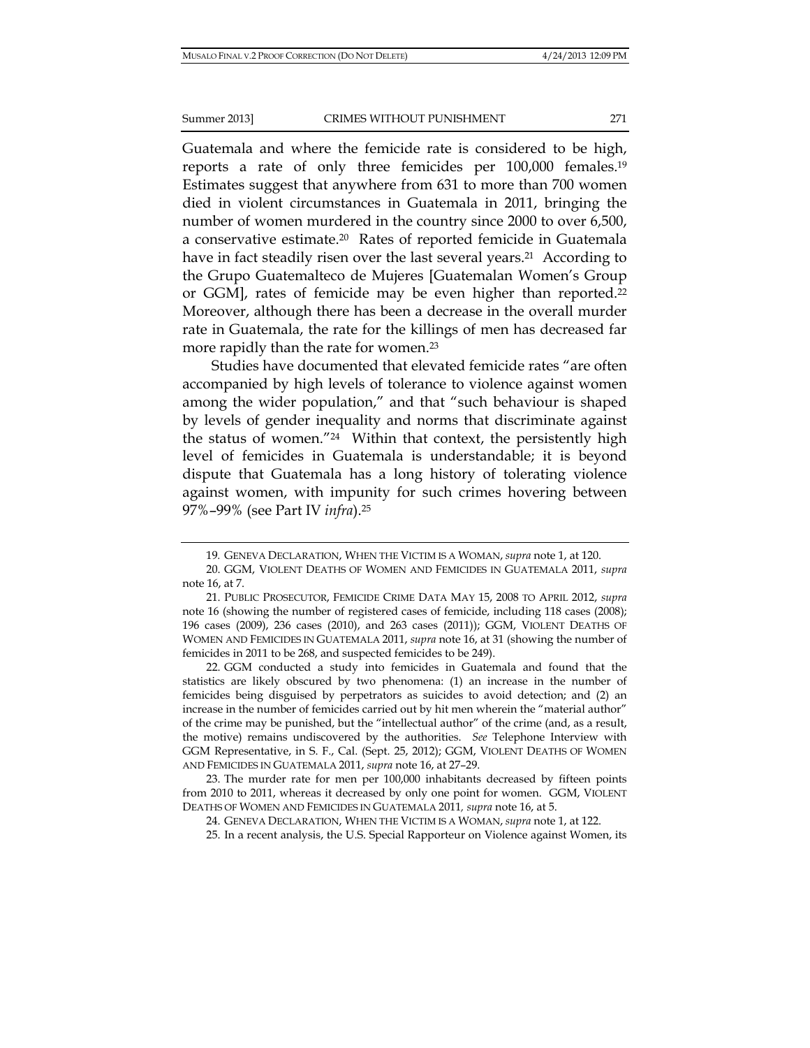Guatemala and where the femicide rate is considered to be high, reports a rate of only three femicides per 100,000 females.[19] Estimates suggest that anywhere from 631 to more than 700 women died in violent circumstances in Guatemala in 2011, bringing the number of women murdered in the country since 2000 to over 6,500, a conservative estimate.[20] Rates of reported femicide in Guatemala have in fact steadily risen over the last several years.[21] According to the Grupo Guatemalteco de Mujeres [Guatemalan Women's Group or GGM], rates of femicide may be even higher than reported.[22] Moreover, although there has been a decrease in the overall murder rate in Guatemala, the rate for the killings of men has decreased far more rapidly than the rate for women.[23]

Studies have documented that elevated femicide rates "are often accompanied by high levels of tolerance to violence against women among the wider population," and that "such behaviour is shaped by levels of gender inequality and norms that discriminate against the status of women."[24] Within that context, the persistently high level of femicides in Guatemala is understandable; it is beyond dispute that Guatemala has a long history of tolerating violence against women, with impunity for such crimes hovering between 97%–99% (see Part IV *infra*).[25]

---

19. GENEVA DECLARATION, WHEN THE VICTIM IS A WOMAN, *supra* note 1, at 120.

20. GGM, VIOLENT DEATHS OF WOMEN AND FEMICIDES IN GUATEMALA 2011, *supra* note 16, at 7.

21. PUBLIC PROSECUTOR, FEMICIDE CRIME DATA MAY 15, 2008 TO APRIL 2012, *supra* note 16 (showing the number of registered cases of femicide, including 118 cases (2008); 196 cases (2009), 236 cases (2010), and 263 cases (2011)); GGM, VIOLENT DEATHS OF WOMEN AND FEMICIDES IN GUATEMALA 2011, *supra* note 16, at 31 (showing the number of femicides in 2011 to be 268, and suspected femicides to be 249).

22. GGM conducted a study into femicides in Guatemala and found that the statistics are likely obscured by two phenomena: (1) an increase in the number of femicides being disguised by perpetrators as suicides to avoid detection; and (2) an increase in the number of femicides carried out by hit men wherein the "material author" of the crime may be punished, but the "intellectual author" of the crime (and, as a result, the motive) remains undiscovered by the authorities. *See* Telephone Interview with GGM Representative, in S. F., Cal. (Sept. 25, 2012); GGM, VIOLENT DEATHS OF WOMEN AND FEMICIDES IN GUATEMALA 2011, *supra* note 16, at 27–29.

23. The murder rate for men per 100,000 inhabitants decreased by fifteen points from 2010 to 2011, whereas it decreased by only one point for women. GGM, VIOLENT DEATHS OF WOMEN AND FEMICIDES IN GUATEMALA 2011, *supra* note 16, at 5.

24. GENEVA DECLARATION, WHEN THE VICTIM IS A WOMAN, *supra* note 1, at 122.

25. In a recent analysis, the U.S. Special Rapporteur on Violence against Women, its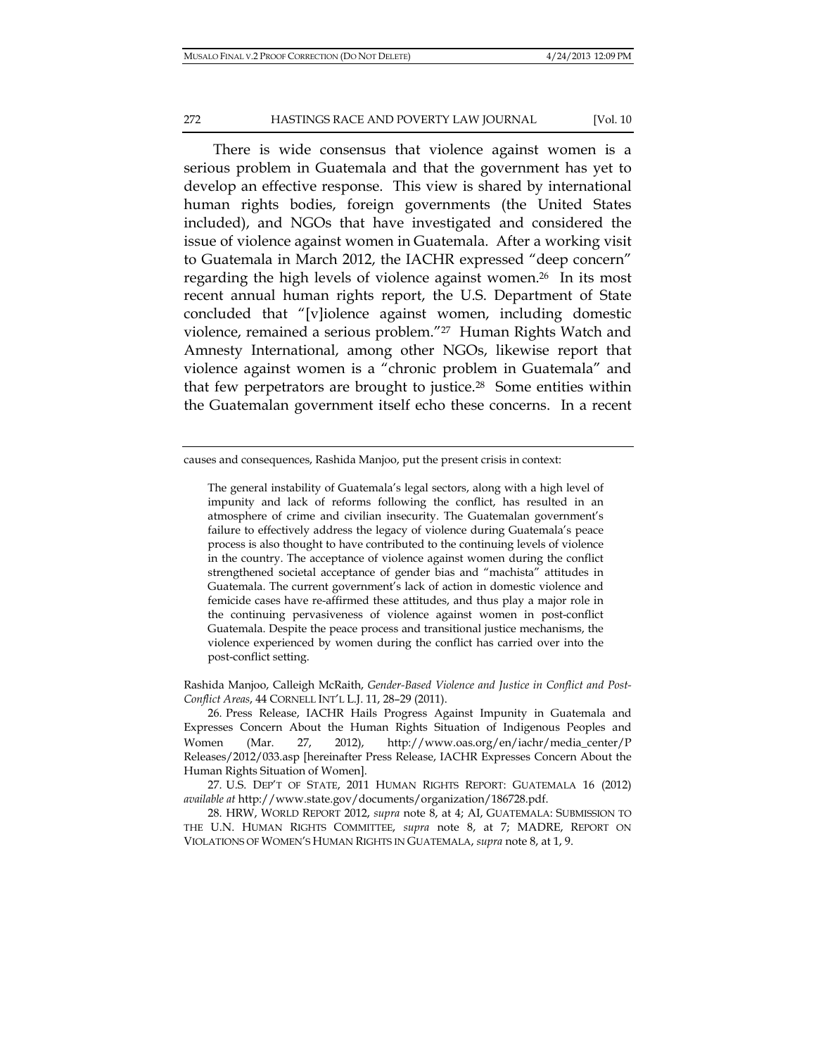There is wide consensus that violence against women is a serious problem in Guatemala and that the government has yet to develop an effective response. This view is shared by international human rights bodies, foreign governments (the United States included), and NGOs that have investigated and considered the issue of violence against women in Guatemala. After a working visit to Guatemala in March 2012, the IACHR expressed "deep concern" regarding the high levels of violence against women.[26] In its most recent annual human rights report, the U.S. Department of State concluded that "[v]iolence against women, including domestic violence, remained a serious problem."[27] Human Rights Watch and Amnesty International, among other NGOs, likewise report that violence against women is a "chronic problem in Guatemala" and that few perpetrators are brought to justice.[28] Some entities within the Guatemalan government itself echo these concerns. In a recent

---

causes and consequences, Rashida Manjoo, put the present crisis in context:

> The general instability of Guatemala's legal sectors, along with a high level of impunity and lack of reforms following the conflict, has resulted in an atmosphere of crime and civilian insecurity. The Guatemalan government's failure to effectively address the legacy of violence during Guatemala's peace process is also thought to have contributed to the continuing levels of violence in the country. The acceptance of violence against women during the conflict strengthened societal acceptance of gender bias and "machista" attitudes in Guatemala. The current government's lack of action in domestic violence and femicide cases have re-affirmed these attitudes, and thus play a major role in the continuing pervasiveness of violence against women in post-conflict Guatemala. Despite the peace process and transitional justice mechanisms, the violence experienced by women during the conflict has carried over into the post-conflict setting.

Rashida Manjoo, Calleigh McRaith, *Gender-Based Violence and Justice in Conflict and Post-Conflict Areas*, 44 CORNELL INT'L L.J. 11, 28–29 (2011).

26. Press Release, IACHR Hails Progress Against Impunity in Guatemala and Expresses Concern About the Human Rights Situation of Indigenous Peoples and Women (Mar. 27, 2012), http://www.oas.org/en/iachr/media_center/PReleases/2012/033.asp [hereinafter Press Release, IACHR Expresses Concern About the Human Rights Situation of Women].

27. U.S. DEP'T OF STATE, 2011 HUMAN RIGHTS REPORT: GUATEMALA 16 (2012) *available at* http://www.state.gov/documents/organization/186728.pdf.

28. HRW, WORLD REPORT 2012, *supra* note 8, at 4; AI, GUATEMALA: SUBMISSION TO THE U.N. HUMAN RIGHTS COMMITTEE, *supra* note 8, at 7; MADRE, REPORT ON VIOLATIONS OF WOMEN'S HUMAN RIGHTS IN GUATEMALA, *supra* note 8, at 1, 9.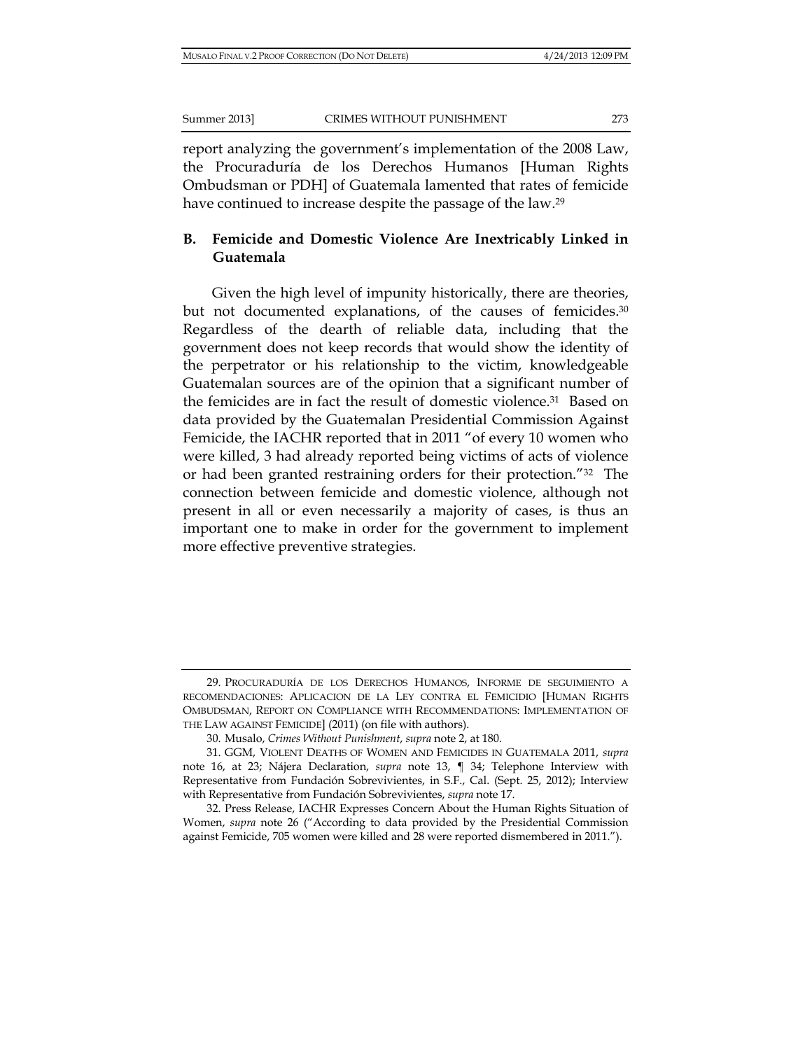report analyzing the government's implementation of the 2008 Law, the Procuraduría de los Derechos Humanos [Human Rights Ombudsman or PDH] of Guatemala lamented that rates of femicide have continued to increase despite the passage of the law.[29]

## B. Femicide and Domestic Violence Are Inextricably Linked in Guatemala

Given the high level of impunity historically, there are theories, but not documented explanations, of the causes of femicides.[30] Regardless of the dearth of reliable data, including that the government does not keep records that would show the identity of the perpetrator or his relationship to the victim, knowledgeable Guatemalan sources are of the opinion that a significant number of the femicides are in fact the result of domestic violence.[31] Based on data provided by the Guatemalan Presidential Commission Against Femicide, the IACHR reported that in 2011 "of every 10 women who were killed, 3 had already reported being victims of acts of violence or had been granted restraining orders for their protection."[32] The connection between femicide and domestic violence, although not present in all or even necessarily a majority of cases, is thus an important one to make in order for the government to implement more effective preventive strategies.

---

29. PROCURADURÍA DE LOS DERECHOS HUMANOS, INFORME DE SEGUIMIENTO A RECOMENDACIONES: APLICACION DE LA LEY CONTRA EL FEMICIDIO [HUMAN RIGHTS OMBUDSMAN, REPORT ON COMPLIANCE WITH RECOMMENDATIONS: IMPLEMENTATION OF THE LAW AGAINST FEMICIDE] (2011) (on file with authors).

30. Musalo, *Crimes Without Punishment*, *supra* note 2, at 180.

31. GGM, VIOLENT DEATHS OF WOMEN AND FEMICIDES IN GUATEMALA 2011, *supra* note 16, at 23; Nájera Declaration, *supra* note 13, ¶ 34; Telephone Interview with Representative from Fundación Sobrevivientes, in S.F., Cal. (Sept. 25, 2012); Interview with Representative from Fundación Sobrevivientes, *supra* note 17.

32. Press Release, IACHR Expresses Concern About the Human Rights Situation of Women, *supra* note 26 ("According to data provided by the Presidential Commission against Femicide, 705 women were killed and 28 were reported dismembered in 2011.").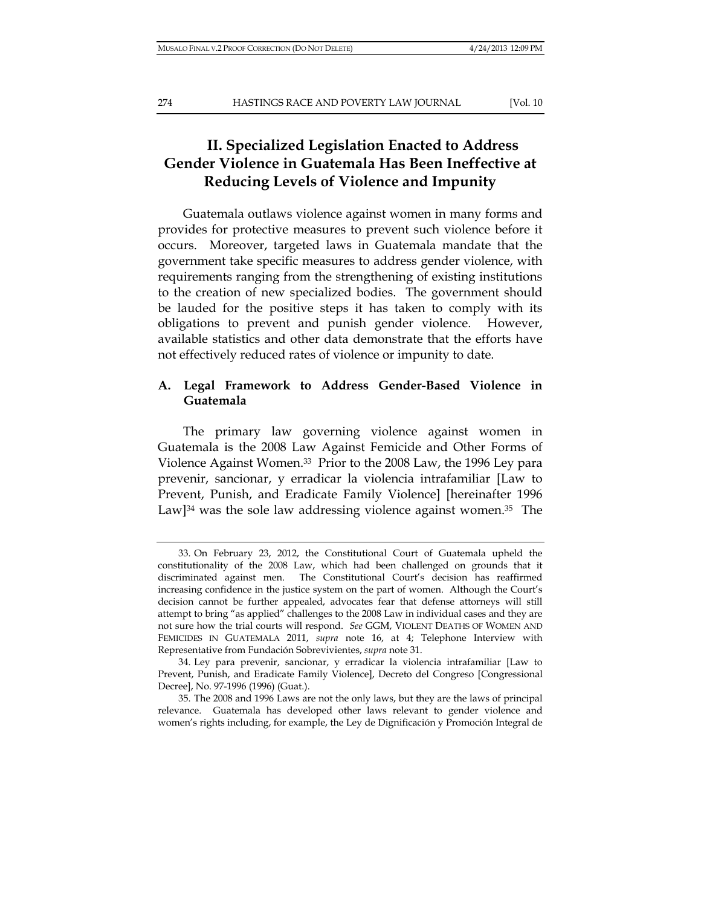## II. Specialized Legislation Enacted to Address Gender Violence in Guatemala Has Been Ineffective at Reducing Levels of Violence and Impunity

Guatemala outlaws violence against women in many forms and provides for protective measures to prevent such violence before it occurs. Moreover, targeted laws in Guatemala mandate that the government take specific measures to address gender violence, with requirements ranging from the strengthening of existing institutions to the creation of new specialized bodies. The government should be lauded for the positive steps it has taken to comply with its obligations to prevent and punish gender violence. However, available statistics and other data demonstrate that the efforts have not effectively reduced rates of violence or impunity to date.

### A. Legal Framework to Address Gender-Based Violence in Guatemala

The primary law governing violence against women in Guatemala is the 2008 Law Against Femicide and Other Forms of Violence Against Women.[33] Prior to the 2008 Law, the 1996 Ley para prevenir, sancionar, y erradicar la violencia intrafamiliar [Law to Prevent, Punish, and Eradicate Family Violence] [hereinafter 1996 Law][34] was the sole law addressing violence against women.[35] The

---

33. On February 23, 2012, the Constitutional Court of Guatemala upheld the constitutionality of the 2008 Law, which had been challenged on grounds that it discriminated against men. The Constitutional Court's decision has reaffirmed increasing confidence in the justice system on the part of women. Although the Court's decision cannot be further appealed, advocates fear that defense attorneys will still attempt to bring "as applied" challenges to the 2008 Law in individual cases and they are not sure how the trial courts will respond. *See* GGM, VIOLENT DEATHS OF WOMEN AND FEMICIDES IN GUATEMALA 2011, *supra* note 16, at 4; Telephone Interview with Representative from Fundación Sobrevivientes, *supra* note 31.

34. Ley para prevenir, sancionar, y erradicar la violencia intrafamiliar [Law to Prevent, Punish, and Eradicate Family Violence], Decreto del Congreso [Congressional Decree], No. 97-1996 (1996) (Guat.).

35. The 2008 and 1996 Laws are not the only laws, but they are the laws of principal relevance. Guatemala has developed other laws relevant to gender violence and women's rights including, for example, the Ley de Dignificación y Promoción Integral de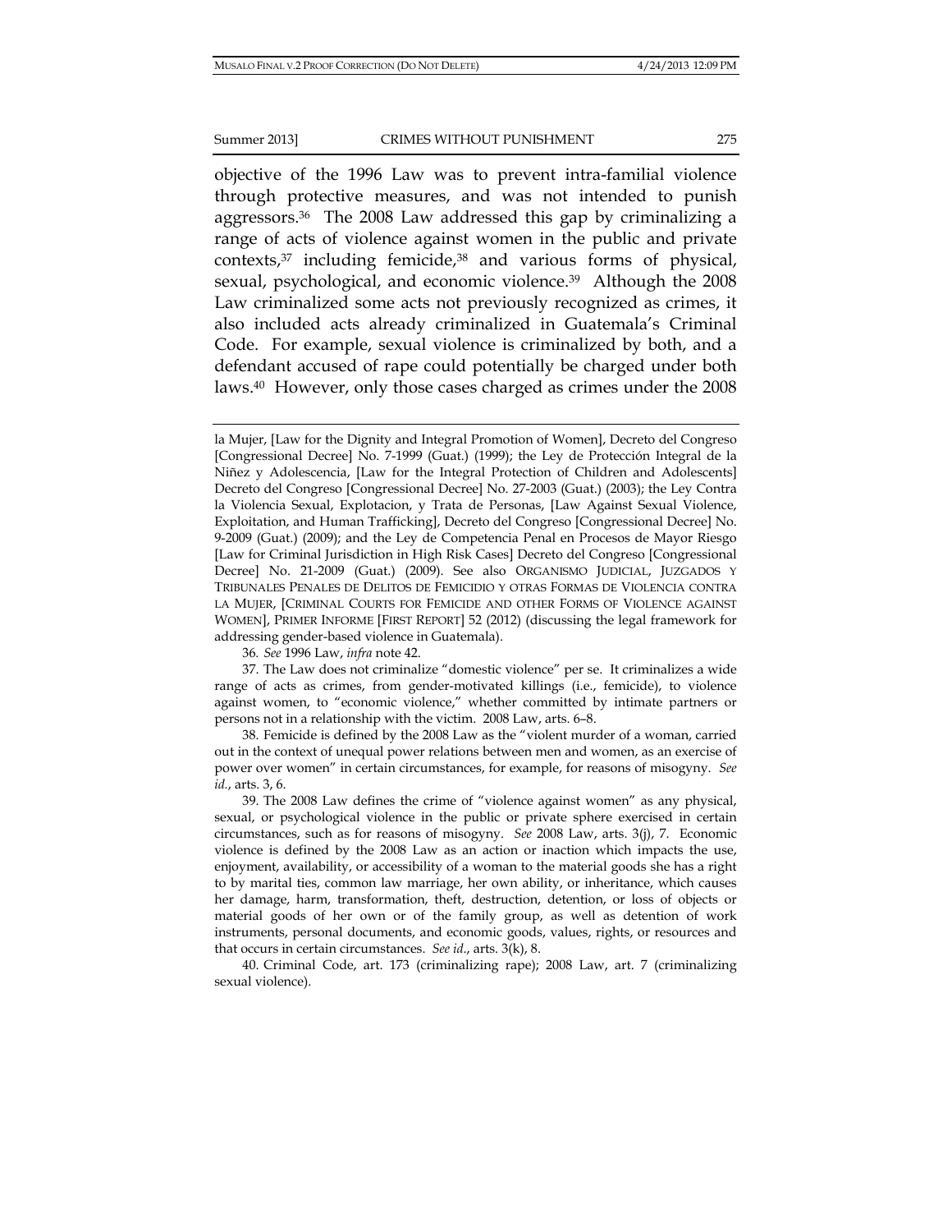objective of the 1996 Law was to prevent intra-familial violence through protective measures, and was not intended to punish aggressors.[36] The 2008 Law addressed this gap by criminalizing a range of acts of violence against women in the public and private contexts,[37] including femicide,[38] and various forms of physical, sexual, psychological, and economic violence.[39] Although the 2008 Law criminalized some acts not previously recognized as crimes, it also included acts already criminalized in Guatemala's Criminal Code. For example, sexual violence is criminalized by both, and a defendant accused of rape could potentially be charged under both laws.[40] However, only those cases charged as crimes under the 2008

---

la Mujer, [Law for the Dignity and Integral Promotion of Women], Decreto del Congreso [Congressional Decree] No. 7-1999 (Guat.) (1999); the Ley de Protección Integral de la Niñez y Adolescencia, [Law for the Integral Protection of Children and Adolescents] Decreto del Congreso [Congressional Decree] No. 27-2003 (Guat.) (2003); the Ley Contra la Violencia Sexual, Explotacion, y Trata de Personas, [Law Against Sexual Violence, Exploitation, and Human Trafficking], Decreto del Congreso [Congressional Decree] No. 9-2009 (Guat.) (2009); and the Ley de Competencia Penal en Procesos de Mayor Riesgo [Law for Criminal Jurisdiction in High Risk Cases] Decreto del Congreso [Congressional Decree] No. 21-2009 (Guat.) (2009). See also ORGANISMO JUDICIAL, JUZGADOS Y TRIBUNALES PENALES DE DELITOS DE FEMICIDIO Y OTRAS FORMAS DE VIOLENCIA CONTRA LA MUJER, [CRIMINAL COURTS FOR FEMICIDE AND OTHER FORMS OF VIOLENCE AGAINST WOMEN], PRIMER INFORME [FIRST REPORT] 52 (2012) (discussing the legal framework for addressing gender-based violence in Guatemala).

36. *See* 1996 Law, *infra* note 42.

37. The Law does not criminalize "domestic violence" per se. It criminalizes a wide range of acts as crimes, from gender-motivated killings (i.e., femicide), to violence against women, to "economic violence," whether committed by intimate partners or persons not in a relationship with the victim. 2008 Law, arts. 6–8.

38. Femicide is defined by the 2008 Law as the "violent murder of a woman, carried out in the context of unequal power relations between men and women, as an exercise of power over women" in certain circumstances, for example, for reasons of misogyny. *See id.*, arts. 3, 6.

39. The 2008 Law defines the crime of "violence against women" as any physical, sexual, or psychological violence in the public or private sphere exercised in certain circumstances, such as for reasons of misogyny. *See* 2008 Law, arts. 3(j), 7. Economic violence is defined by the 2008 Law as an action or inaction which impacts the use, enjoyment, availability, or accessibility of a woman to the material goods she has a right to by marital ties, common law marriage, her own ability, or inheritance, which causes her damage, harm, transformation, theft, destruction, detention, or loss of objects or material goods of her own or of the family group, as well as detention of work instruments, personal documents, and economic goods, values, rights, or resources and that occurs in certain circumstances. *See id.*, arts. 3(k), 8.

40. Criminal Code, art. 173 (criminalizing rape); 2008 Law, art. 7 (criminalizing sexual violence).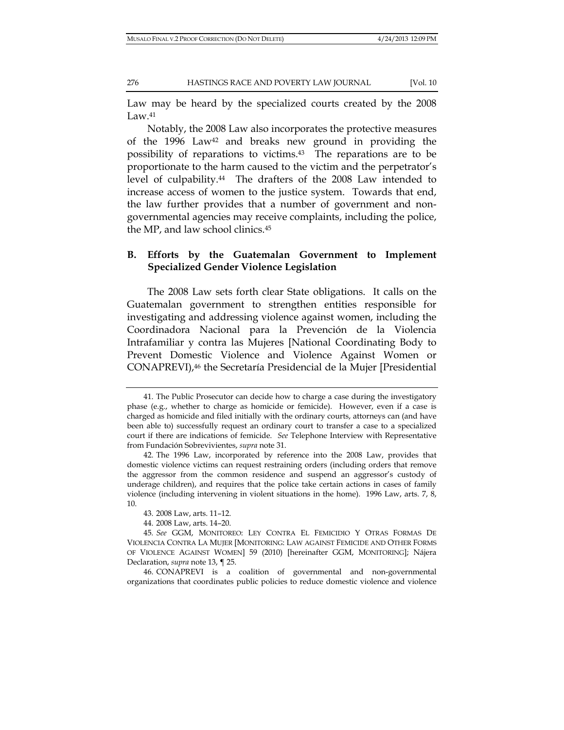Law may be heard by the specialized courts created by the 2008 Law.[41]

Notably, the 2008 Law also incorporates the protective measures of the 1996 Law[42] and breaks new ground in providing the possibility of reparations to victims.[43] The reparations are to be proportionate to the harm caused to the victim and the perpetrator's level of culpability.[44] The drafters of the 2008 Law intended to increase access of women to the justice system. Towards that end, the law further provides that a number of government and non-governmental agencies may receive complaints, including the police, the MP, and law school clinics.[45]

## B. Efforts by the Guatemalan Government to Implement Specialized Gender Violence Legislation

The 2008 Law sets forth clear State obligations. It calls on the Guatemalan government to strengthen entities responsible for investigating and addressing violence against women, including the Coordinadora Nacional para la Prevención de la Violencia Intrafamiliar y contra las Mujeres [National Coordinating Body to Prevent Domestic Violence and Violence Against Women or CONAPREVI),[46] the Secretaría Presidencial de la Mujer [Presidential

---

41. The Public Prosecutor can decide how to charge a case during the investigatory phase (e.g., whether to charge as homicide or femicide). However, even if a case is charged as homicide and filed initially with the ordinary courts, attorneys can (and have been able to) successfully request an ordinary court to transfer a case to a specialized court if there are indications of femicide. *See* Telephone Interview with Representative from Fundación Sobrevivientes, *supra* note 31.

42. The 1996 Law, incorporated by reference into the 2008 Law, provides that domestic violence victims can request restraining orders (including orders that remove the aggressor from the common residence and suspend an aggressor's custody of underage children), and requires that the police take certain actions in cases of family violence (including intervening in violent situations in the home). 1996 Law, arts. 7, 8, 10.

43. 2008 Law, arts. 11–12.

44. 2008 Law, arts. 14–20.

45. *See* GGM, MONITOREO: LEY CONTRA EL FEMICIDIO Y OTRAS FORMAS DE VIOLENCIA CONTRA LA MUJER [MONITORING: LAW AGAINST FEMICIDE AND OTHER FORMS OF VIOLENCE AGAINST WOMEN] 59 (2010) [hereinafter GGM, MONITORING]; Nájera Declaration, *supra* note 13, ¶ 25.

46. CONAPREVI is a coalition of governmental and non-governmental organizations that coordinates public policies to reduce domestic violence and violence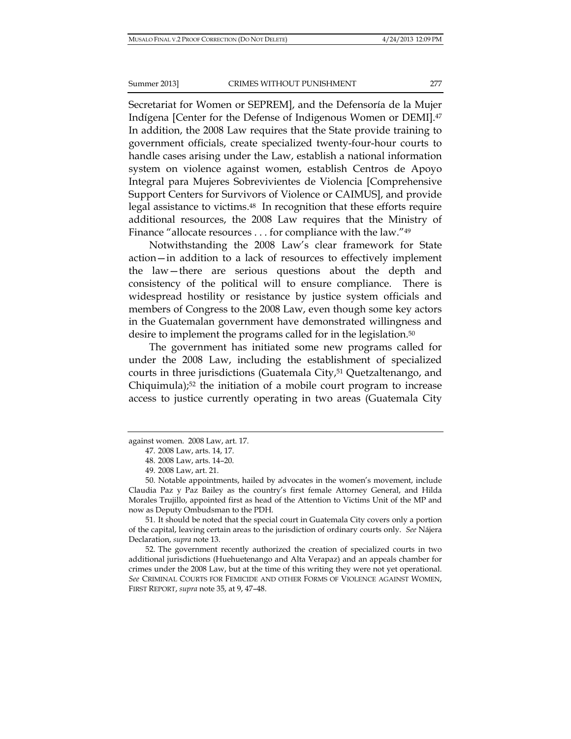Secretariat for Women or SEPREM], and the Defensoría de la Mujer Indígena [Center for the Defense of Indigenous Women or DEMI].[47] In addition, the 2008 Law requires that the State provide training to government officials, create specialized twenty-four-hour courts to handle cases arising under the Law, establish a national information system on violence against women, establish Centros de Apoyo Integral para Mujeres Sobrevivientes de Violencia [Comprehensive Support Centers for Survivors of Violence or CAIMUS], and provide legal assistance to victims.[48] In recognition that these efforts require additional resources, the 2008 Law requires that the Ministry of Finance "allocate resources . . . for compliance with the law."[49]

Notwithstanding the 2008 Law's clear framework for State action—in addition to a lack of resources to effectively implement the law—there are serious questions about the depth and consistency of the political will to ensure compliance. There is widespread hostility or resistance by justice system officials and members of Congress to the 2008 Law, even though some key actors in the Guatemalan government have demonstrated willingness and desire to implement the programs called for in the legislation.[50]

The government has initiated some new programs called for under the 2008 Law, including the establishment of specialized courts in three jurisdictions (Guatemala City,[51] Quetzaltenango, and Chiquimula);[52] the initiation of a mobile court program to increase access to justice currently operating in two areas (Guatemala City

---

against women. 2008 Law, art. 17.

47. 2008 Law, arts. 14, 17.

48. 2008 Law, arts. 14–20.

49. 2008 Law, art. 21.

50. Notable appointments, hailed by advocates in the women's movement, include Claudia Paz y Paz Bailey as the country's first female Attorney General, and Hilda Morales Trujillo, appointed first as head of the Attention to Victims Unit of the MP and now as Deputy Ombudsman to the PDH.

51. It should be noted that the special court in Guatemala City covers only a portion of the capital, leaving certain areas to the jurisdiction of ordinary courts only. *See* Nájera Declaration, *supra* note 13.

52. The government recently authorized the creation of specialized courts in two additional jurisdictions (Huehuetenango and Alta Verapaz) and an appeals chamber for crimes under the 2008 Law, but at the time of this writing they were not yet operational. *See* CRIMINAL COURTS FOR FEMICIDE AND OTHER FORMS OF VIOLENCE AGAINST WOMEN, FIRST REPORT, *supra* note 35, at 9, 47–48.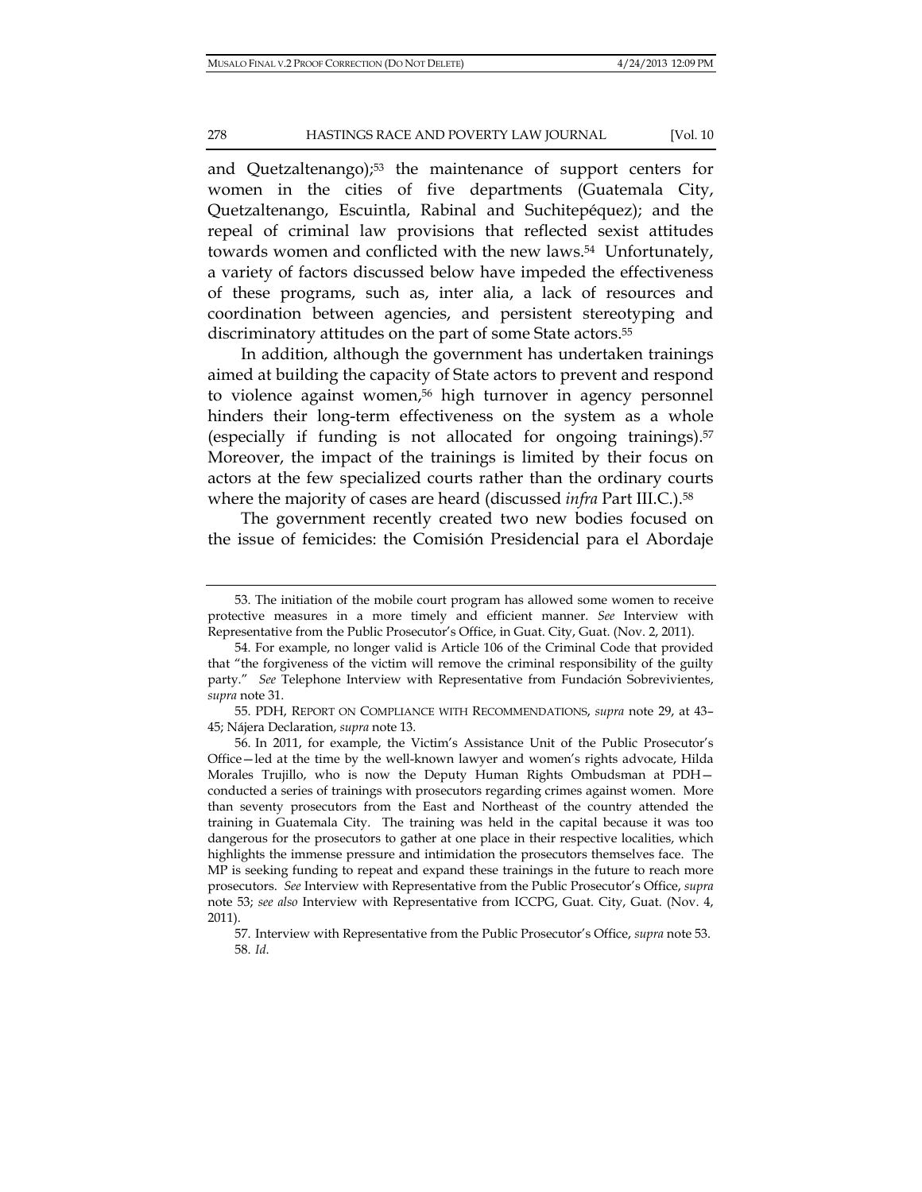and Quetzaltenango);[53] the maintenance of support centers for women in the cities of five departments (Guatemala City, Quetzaltenango, Escuintla, Rabinal and Suchitepéquez); and the repeal of criminal law provisions that reflected sexist attitudes towards women and conflicted with the new laws.[54] Unfortunately, a variety of factors discussed below have impeded the effectiveness of these programs, such as, inter alia, a lack of resources and coordination between agencies, and persistent stereotyping and discriminatory attitudes on the part of some State actors.[55]

In addition, although the government has undertaken trainings aimed at building the capacity of State actors to prevent and respond to violence against women,[56] high turnover in agency personnel hinders their long-term effectiveness on the system as a whole (especially if funding is not allocated for ongoing trainings).[57] Moreover, the impact of the trainings is limited by their focus on actors at the few specialized courts rather than the ordinary courts where the majority of cases are heard (discussed *infra* Part III.C.).[58]

The government recently created two new bodies focused on the issue of femicides: the Comisión Presidencial para el Abordaje

---

53. The initiation of the mobile court program has allowed some women to receive protective measures in a more timely and efficient manner. *See* Interview with Representative from the Public Prosecutor's Office, in Guat. City, Guat. (Nov. 2, 2011).

54. For example, no longer valid is Article 106 of the Criminal Code that provided that "the forgiveness of the victim will remove the criminal responsibility of the guilty party." *See* Telephone Interview with Representative from Fundación Sobrevivientes, *supra* note 31.

55. PDH, REPORT ON COMPLIANCE WITH RECOMMENDATIONS, *supra* note 29, at 43–45; Nájera Declaration, *supra* note 13.

56. In 2011, for example, the Victim's Assistance Unit of the Public Prosecutor's Office—led at the time by the well-known lawyer and women's rights advocate, Hilda Morales Trujillo, who is now the Deputy Human Rights Ombudsman at PDH—conducted a series of trainings with prosecutors regarding crimes against women. More than seventy prosecutors from the East and Northeast of the country attended the training in Guatemala City. The training was held in the capital because it was too dangerous for the prosecutors to gather at one place in their respective localities, which highlights the immense pressure and intimidation the prosecutors themselves face. The MP is seeking funding to repeat and expand these trainings in the future to reach more prosecutors. *See* Interview with Representative from the Public Prosecutor's Office, *supra* note 53; *see also* Interview with Representative from ICCPG, Guat. City, Guat. (Nov. 4, 2011).

57. Interview with Representative from the Public Prosecutor's Office, *supra* note 53.

58. *Id*.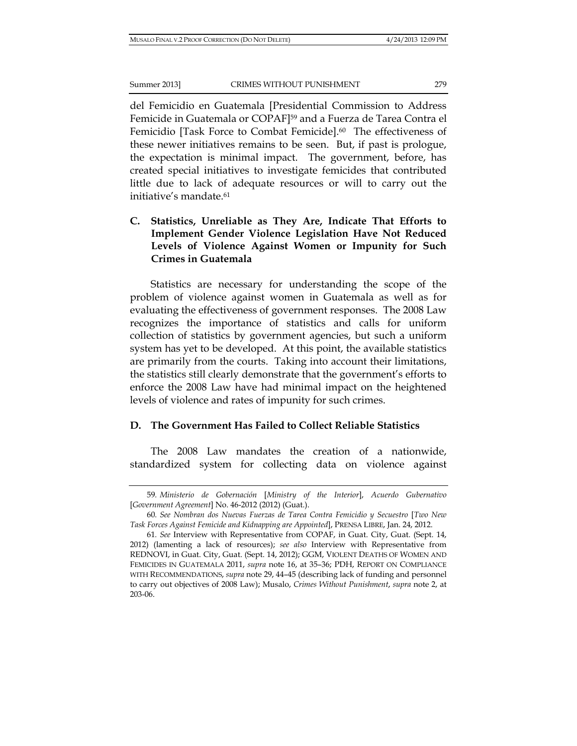del Femicidio en Guatemala [Presidential Commission to Address Femicide in Guatemala or COPAF][59] and a Fuerza de Tarea Contra el Femicidio [Task Force to Combat Femicide].[60] The effectiveness of these newer initiatives remains to be seen. But, if past is prologue, the expectation is minimal impact. The government, before, has created special initiatives to investigate femicides that contributed little due to lack of adequate resources or will to carry out the initiative's mandate.[61]

## C. Statistics, Unreliable as They Are, Indicate That Efforts to Implement Gender Violence Legislation Have Not Reduced Levels of Violence Against Women or Impunity for Such Crimes in Guatemala

Statistics are necessary for understanding the scope of the problem of violence against women in Guatemala as well as for evaluating the effectiveness of government responses. The 2008 Law recognizes the importance of statistics and calls for uniform collection of statistics by government agencies, but such a uniform system has yet to be developed. At this point, the available statistics are primarily from the courts. Taking into account their limitations, the statistics still clearly demonstrate that the government's efforts to enforce the 2008 Law have had minimal impact on the heightened levels of violence and rates of impunity for such crimes.

## D. The Government Has Failed to Collect Reliable Statistics

The 2008 Law mandates the creation of a nationwide, standardized system for collecting data on violence against

---

59. *Ministerio de Gobernación* [*Ministry of the Interior*], *Acuerdo Gubernativo* [*Government Agreement*] No. 46-2012 (2012) (Guat.).

60. *See Nombran dos Nuevas Fuerzas de Tarea Contra Femicidio y Secuestro* [*Two New Task Forces Against Femicide and Kidnapping are Appointed*], PRENSA LIBRE, Jan. 24, 2012.

61. *See* Interview with Representative from COPAF, in Guat. City, Guat. (Sept. 14, 2012) (lamenting a lack of resources); *see also* Interview with Representative from REDNOVI, in Guat. City, Guat. (Sept. 14, 2012); GGM, VIOLENT DEATHS OF WOMEN AND FEMICIDES IN GUATEMALA 2011, *supra* note 16, at 35–36; PDH, REPORT ON COMPLIANCE WITH RECOMMENDATIONS, *supra* note 29, 44–45 (describing lack of funding and personnel to carry out objectives of 2008 Law); Musalo, *Crimes Without Punishment*, *supra* note 2, at 203-06.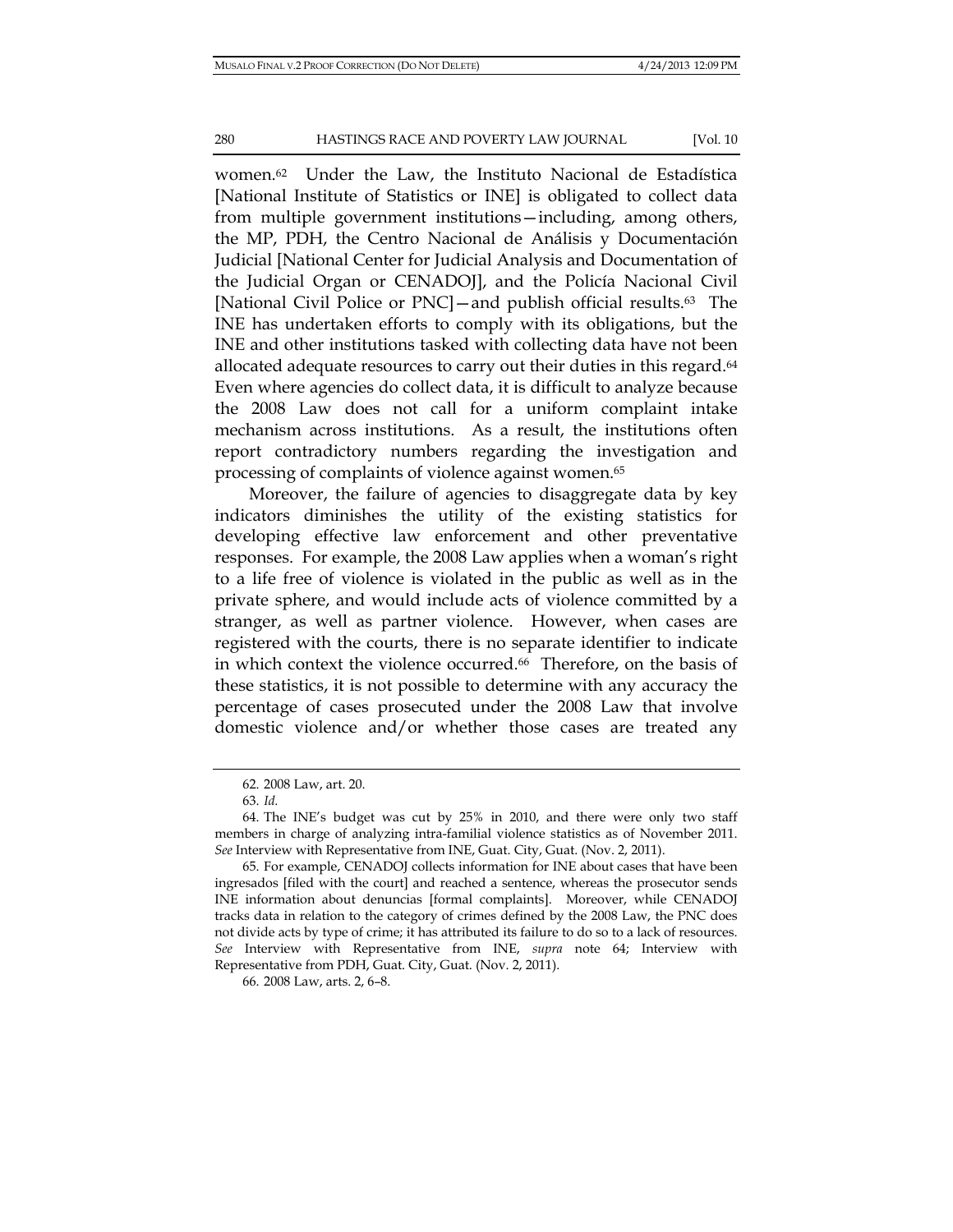women.[62] Under the Law, the Instituto Nacional de Estadística [National Institute of Statistics or INE] is obligated to collect data from multiple government institutions—including, among others, the MP, PDH, the Centro Nacional de Análisis y Documentación Judicial [National Center for Judicial Analysis and Documentation of the Judicial Organ or CENADOJ], and the Policía Nacional Civil [National Civil Police or PNC]—and publish official results.[63] The INE has undertaken efforts to comply with its obligations, but the INE and other institutions tasked with collecting data have not been allocated adequate resources to carry out their duties in this regard.[64] Even where agencies do collect data, it is difficult to analyze because the 2008 Law does not call for a uniform complaint intake mechanism across institutions. As a result, the institutions often report contradictory numbers regarding the investigation and processing of complaints of violence against women.[65]

Moreover, the failure of agencies to disaggregate data by key indicators diminishes the utility of the existing statistics for developing effective law enforcement and other preventative responses. For example, the 2008 Law applies when a woman's right to a life free of violence is violated in the public as well as in the private sphere, and would include acts of violence committed by a stranger, as well as partner violence. However, when cases are registered with the courts, there is no separate identifier to indicate in which context the violence occurred.[66] Therefore, on the basis of these statistics, it is not possible to determine with any accuracy the percentage of cases prosecuted under the 2008 Law that involve domestic violence and/or whether those cases are treated any

---

62. 2008 Law, art. 20.

63. *Id.*

64. The INE's budget was cut by 25% in 2010, and there were only two staff members in charge of analyzing intra-familial violence statistics as of November 2011. *See* Interview with Representative from INE, Guat. City, Guat. (Nov. 2, 2011).

65. For example, CENADOJ collects information for INE about cases that have been ingresados [filed with the court] and reached a sentence, whereas the prosecutor sends INE information about denuncias [formal complaints]. Moreover, while CENADOJ tracks data in relation to the category of crimes defined by the 2008 Law, the PNC does not divide acts by type of crime; it has attributed its failure to do so to a lack of resources. *See* Interview with Representative from INE, *supra* note 64; Interview with Representative from PDH, Guat. City, Guat. (Nov. 2, 2011).

66. 2008 Law, arts. 2, 6–8.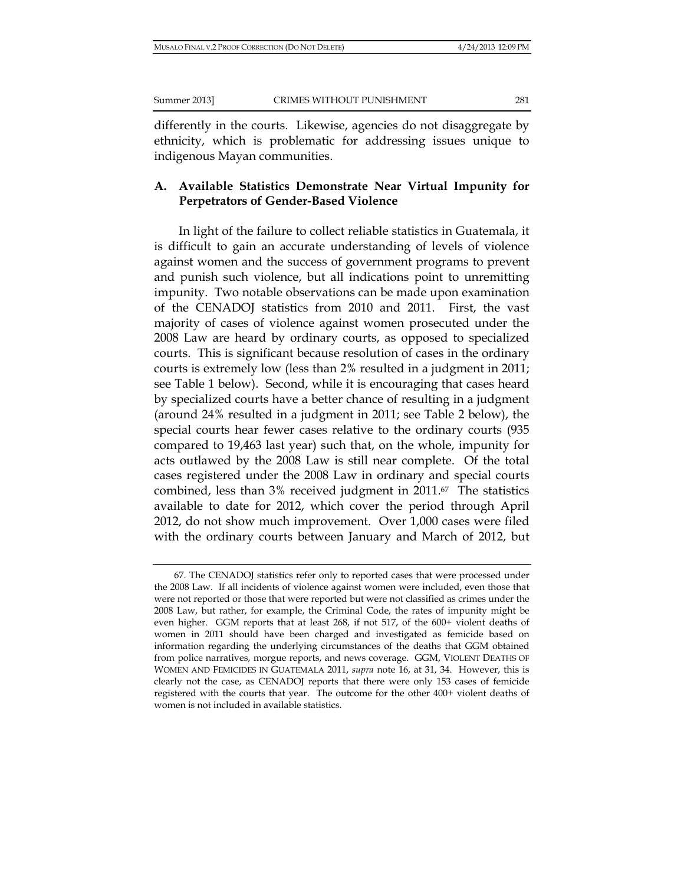differently in the courts. Likewise, agencies do not disaggregate by ethnicity, which is problematic for addressing issues unique to indigenous Mayan communities.

### A. Available Statistics Demonstrate Near Virtual Impunity for Perpetrators of Gender-Based Violence

In light of the failure to collect reliable statistics in Guatemala, it is difficult to gain an accurate understanding of levels of violence against women and the success of government programs to prevent and punish such violence, but all indications point to unremitting impunity. Two notable observations can be made upon examination of the CENADOJ statistics from 2010 and 2011. First, the vast majority of cases of violence against women prosecuted under the 2008 Law are heard by ordinary courts, as opposed to specialized courts. This is significant because resolution of cases in the ordinary courts is extremely low (less than 2% resulted in a judgment in 2011; see Table 1 below). Second, while it is encouraging that cases heard by specialized courts have a better chance of resulting in a judgment (around 24% resulted in a judgment in 2011; see Table 2 below), the special courts hear fewer cases relative to the ordinary courts (935 compared to 19,463 last year) such that, on the whole, impunity for acts outlawed by the 2008 Law is still near complete. Of the total cases registered under the 2008 Law in ordinary and special courts combined, less than 3% received judgment in 2011.[67] The statistics available to date for 2012, which cover the period through April 2012, do not show much improvement. Over 1,000 cases were filed with the ordinary courts between January and March of 2012, but

---

67. The CENADOJ statistics refer only to reported cases that were processed under the 2008 Law. If all incidents of violence against women were included, even those that were not reported or those that were reported but were not classified as crimes under the 2008 Law, but rather, for example, the Criminal Code, the rates of impunity might be even higher. GGM reports that at least 268, if not 517, of the 600+ violent deaths of women in 2011 should have been charged and investigated as femicide based on information regarding the underlying circumstances of the deaths that GGM obtained from police narratives, morgue reports, and news coverage. GGM, VIOLENT DEATHS OF WOMEN AND FEMICIDES IN GUATEMALA 2011, *supra* note 16, at 31, 34. However, this is clearly not the case, as CENADOJ reports that there were only 153 cases of femicide registered with the courts that year. The outcome for the other 400+ violent deaths of women is not included in available statistics.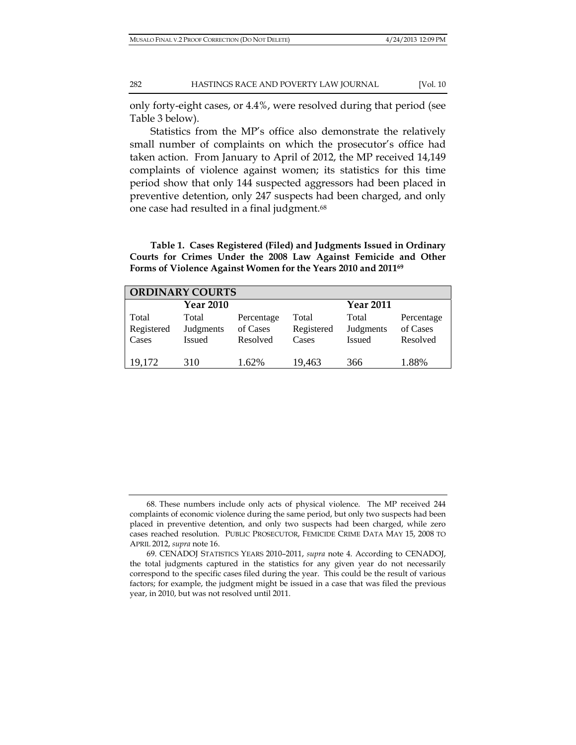only forty-eight cases, or 4.4%, were resolved during that period (see Table 3 below).

Statistics from the MP's office also demonstrate the relatively small number of complaints on which the prosecutor's office had taken action. From January to April of 2012, the MP received 14,149 complaints of violence against women; its statistics for this time period show that only 144 suspected aggressors had been placed in preventive detention, only 247 suspects had been charged, and only one case had resulted in a final judgment.[68]

**Table 1. Cases Registered (Filed) and Judgments Issued in Ordinary Courts for Crimes Under the 2008 Law Against Femicide and Other Forms of Violence Against Women for the Years 2010 and 2011[69]**

| **ORDINARY COURTS** | | | | | |
|---|---|---|---|---|---|
| **Year 2010** | | | **Year 2011** | | |
| Total Registered Cases | Total Judgments Issued | Percentage of Cases Resolved | Total Registered Cases | Total Judgments Issued | Percentage of Cases Resolved |
| 19,172 | 310 | 1.62% | 19,463 | 366 | 1.88% |

---

68. These numbers include only acts of physical violence. The MP received 244 complaints of economic violence during the same period, but only two suspects had been placed in preventive detention, and only two suspects had been charged, while zero cases reached resolution. PUBLIC PROSECUTOR, FEMICIDE CRIME DATA MAY 15, 2008 TO APRIL 2012, *supra* note 16.

69. CENADOJ STATISTICS YEARS 2010–2011, *supra* note 4. According to CENADOJ, the total judgments captured in the statistics for any given year do not necessarily correspond to the specific cases filed during the year. This could be the result of various factors; for example, the judgment might be issued in a case that was filed the previous year, in 2010, but was not resolved until 2011.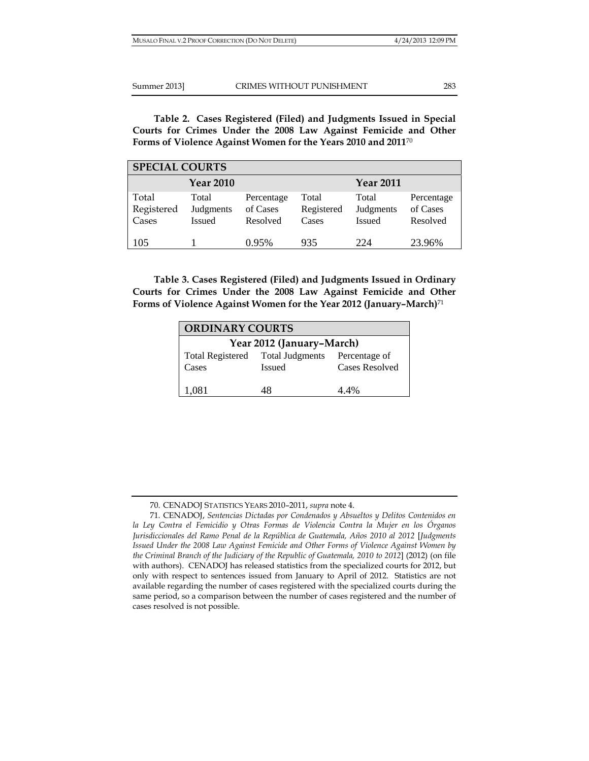**Table 2. Cases Registered (Filed) and Judgments Issued in Special Courts for Crimes Under the 2008 Law Against Femicide and Other Forms of Violence Against Women for the Years 2010 and 2011**[70]

| SPECIAL COURTS | | | | | |
|---|---|---|---|---|---|
| **Year 2010** | | | **Year 2011** | | |
| Total Registered Cases | Total Judgments Issued | Percentage of Cases Resolved | Total Registered Cases | Total Judgments Issued | Percentage of Cases Resolved |
| 105 | 1 | 0.95% | 935 | 224 | 23.96% |

**Table 3. Cases Registered (Filed) and Judgments Issued in Ordinary Courts for Crimes Under the 2008 Law Against Femicide and Other Forms of Violence Against Women for the Year 2012 (January–March)**[71]

| ORDINARY COURTS | | |
|---|---|---|
| **Year 2012 (January–March)** | | |
| Total Registered Cases | Total Judgments Issued | Percentage of Cases Resolved |
| 1,081 | 48 | 4.4% |

---

70. CENADOJ STATISTICS YEARS 2010–2011, *supra* note 4.

71. CENADOJ, *Sentencias Dictadas por Condenados y Absueltos y Delitos Contenidos en la Ley Contra el Femicidio y Otras Formas de Violencia Contra la Mujer en los Órganos Jurisdiccionales del Ramo Penal de la República de Guatemala, Años 2010 al 2012* [*Judgments Issued Under the 2008 Law Against Femicide and Other Forms of Violence Against Women by the Criminal Branch of the Judiciary of the Republic of Guatemala, 2010 to 2012*] (2012) (on file with authors). CENADOJ has released statistics from the specialized courts for 2012, but only with respect to sentences issued from January to April of 2012. Statistics are not available regarding the number of cases registered with the specialized courts during the same period, so a comparison between the number of cases registered and the number of cases resolved is not possible.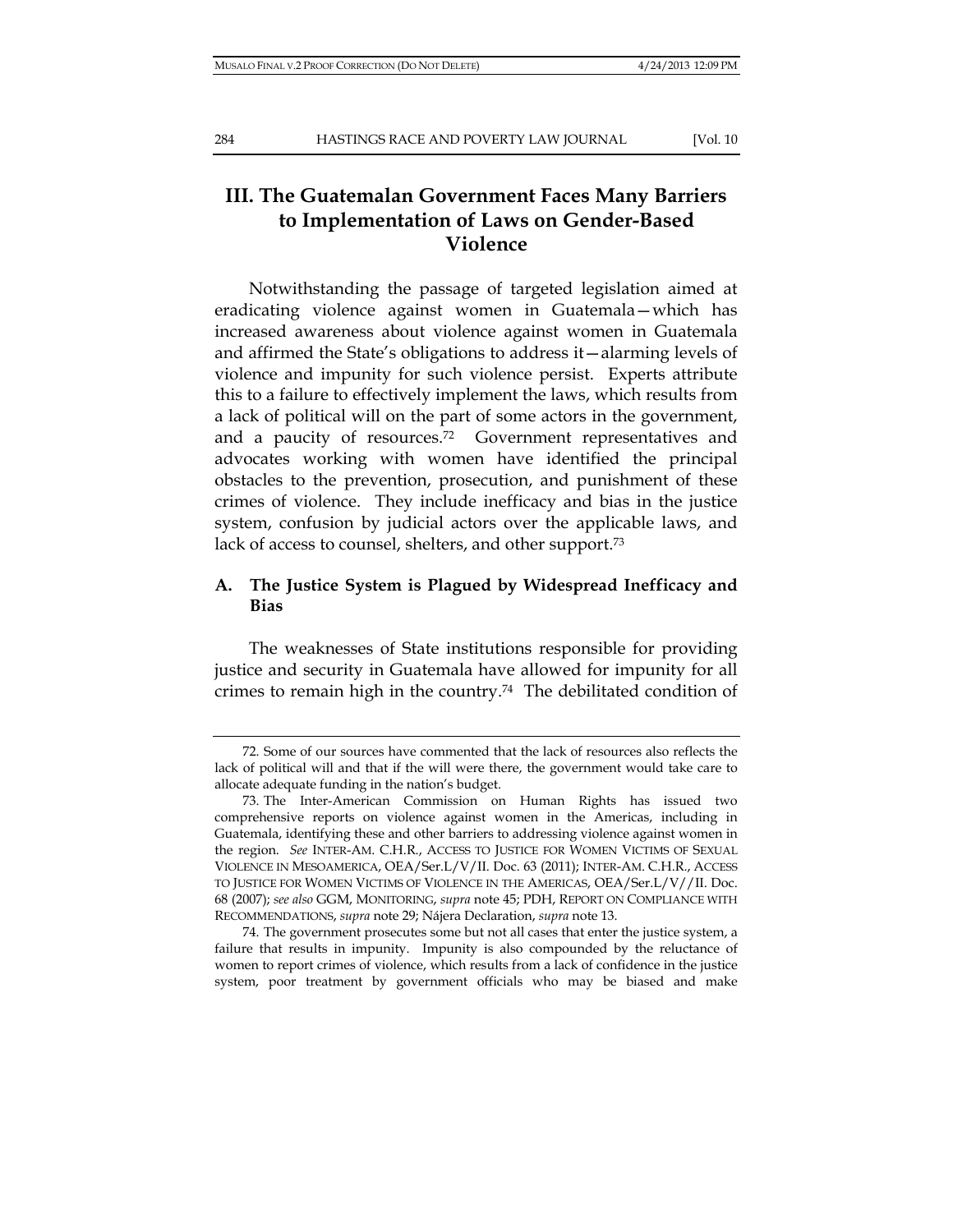## III. The Guatemalan Government Faces Many Barriers to Implementation of Laws on Gender-Based Violence

Notwithstanding the passage of targeted legislation aimed at eradicating violence against women in Guatemala—which has increased awareness about violence against women in Guatemala and affirmed the State's obligations to address it—alarming levels of violence and impunity for such violence persist. Experts attribute this to a failure to effectively implement the laws, which results from a lack of political will on the part of some actors in the government, and a paucity of resources.[72] Government representatives and advocates working with women have identified the principal obstacles to the prevention, prosecution, and punishment of these crimes of violence. They include inefficacy and bias in the justice system, confusion by judicial actors over the applicable laws, and lack of access to counsel, shelters, and other support.[73]

### A. The Justice System is Plagued by Widespread Inefficacy and Bias

The weaknesses of State institutions responsible for providing justice and security in Guatemala have allowed for impunity for all crimes to remain high in the country.[74] The debilitated condition of

---

72. Some of our sources have commented that the lack of resources also reflects the lack of political will and that if the will were there, the government would take care to allocate adequate funding in the nation's budget.

73. The Inter-American Commission on Human Rights has issued two comprehensive reports on violence against women in the Americas, including in Guatemala, identifying these and other barriers to addressing violence against women in the region. *See* INTER-AM. C.H.R., ACCESS TO JUSTICE FOR WOMEN VICTIMS OF SEXUAL VIOLENCE IN MESOAMERICA, OEA/Ser.L/V/II. Doc. 63 (2011); INTER-AM. C.H.R., ACCESS TO JUSTICE FOR WOMEN VICTIMS OF VIOLENCE IN THE AMERICAS, OEA/Ser.L/V//II. Doc. 68 (2007); *see also* GGM, MONITORING, *supra* note 45; PDH, REPORT ON COMPLIANCE WITH RECOMMENDATIONS, *supra* note 29; Nájera Declaration, *supra* note 13.

74. The government prosecutes some but not all cases that enter the justice system, a failure that results in impunity. Impunity is also compounded by the reluctance of women to report crimes of violence, which results from a lack of confidence in the justice system, poor treatment by government officials who may be biased and make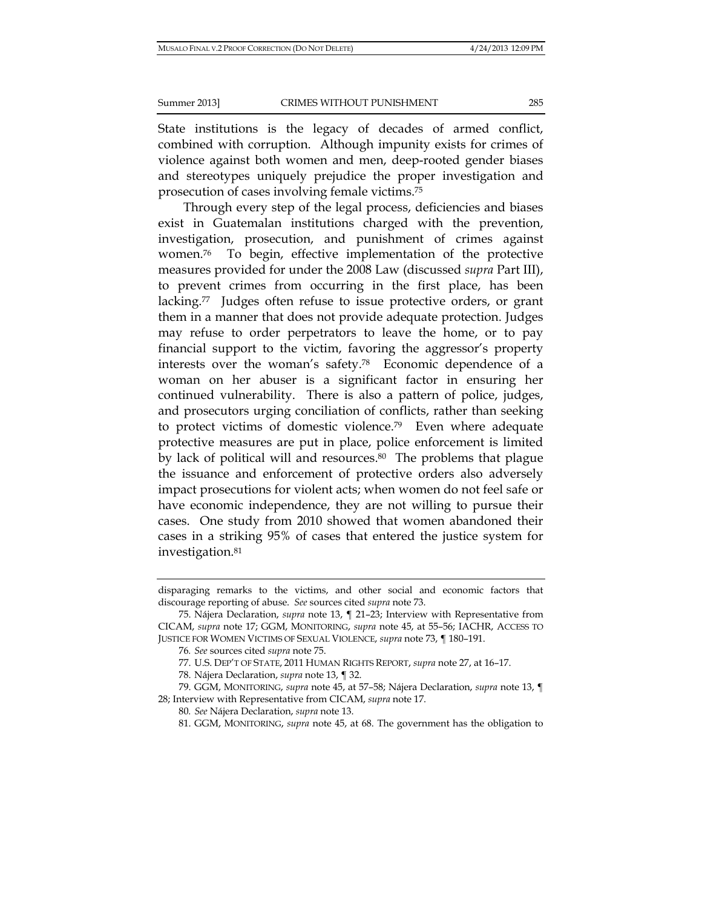State institutions is the legacy of decades of armed conflict, combined with corruption. Although impunity exists for crimes of violence against both women and men, deep-rooted gender biases and stereotypes uniquely prejudice the proper investigation and prosecution of cases involving female victims.[75]

Through every step of the legal process, deficiencies and biases exist in Guatemalan institutions charged with the prevention, investigation, prosecution, and punishment of crimes against women.[76] To begin, effective implementation of the protective measures provided for under the 2008 Law (discussed *supra* Part III), to prevent crimes from occurring in the first place, has been lacking.[77] Judges often refuse to issue protective orders, or grant them in a manner that does not provide adequate protection. Judges may refuse to order perpetrators to leave the home, or to pay financial support to the victim, favoring the aggressor's property interests over the woman's safety.[78] Economic dependence of a woman on her abuser is a significant factor in ensuring her continued vulnerability. There is also a pattern of police, judges, and prosecutors urging conciliation of conflicts, rather than seeking to protect victims of domestic violence.[79] Even where adequate protective measures are put in place, police enforcement is limited by lack of political will and resources.[80] The problems that plague the issuance and enforcement of protective orders also adversely impact prosecutions for violent acts; when women do not feel safe or have economic independence, they are not willing to pursue their cases. One study from 2010 showed that women abandoned their cases in a striking 95% of cases that entered the justice system for investigation.[81]

---

disparaging remarks to the victims, and other social and economic factors that discourage reporting of abuse. *See* sources cited *supra* note 73.

75. Nájera Declaration, *supra* note 13, ¶ 21–23; Interview with Representative from CICAM, *supra* note 17; GGM, MONITORING, *supra* note 45, at 55–56; IACHR, ACCESS TO JUSTICE FOR WOMEN VICTIMS OF SEXUAL VIOLENCE, *supra* note 73, ¶ 180–191.

76. *See* sources cited *supra* note 75.

77. U.S. DEP'T OF STATE, 2011 HUMAN RIGHTS REPORT, *supra* note 27, at 16–17.

78. Nájera Declaration, *supra* note 13, ¶ 32.

79. GGM, MONITORING, *supra* note 45, at 57–58; Nájera Declaration, *supra* note 13, ¶ 28; Interview with Representative from CICAM, *supra* note 17.

80. *See* Nájera Declaration, *supra* note 13.

81. GGM, MONITORING, *supra* note 45, at 68. The government has the obligation to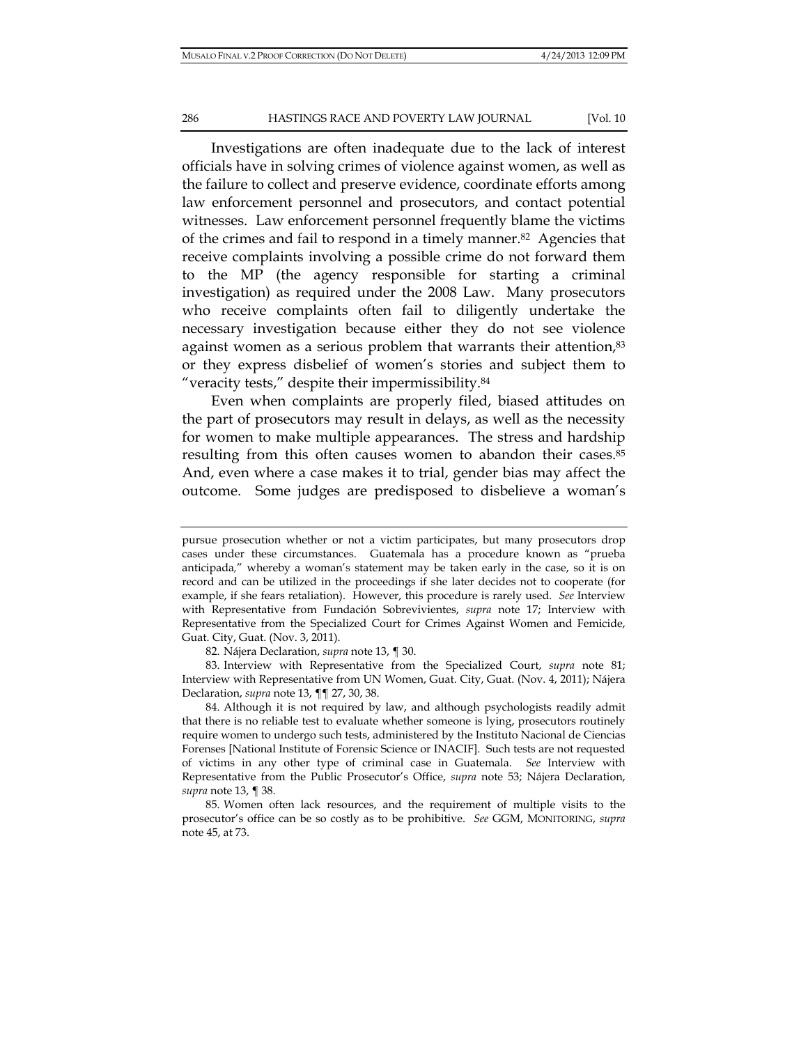Investigations are often inadequate due to the lack of interest officials have in solving crimes of violence against women, as well as the failure to collect and preserve evidence, coordinate efforts among law enforcement personnel and prosecutors, and contact potential witnesses. Law enforcement personnel frequently blame the victims of the crimes and fail to respond in a timely manner.[82] Agencies that receive complaints involving a possible crime do not forward them to the MP (the agency responsible for starting a criminal investigation) as required under the 2008 Law. Many prosecutors who receive complaints often fail to diligently undertake the necessary investigation because either they do not see violence against women as a serious problem that warrants their attention,[83] or they express disbelief of women's stories and subject them to "veracity tests," despite their impermissibility.[84]

Even when complaints are properly filed, biased attitudes on the part of prosecutors may result in delays, as well as the necessity for women to make multiple appearances. The stress and hardship resulting from this often causes women to abandon their cases.[85] And, even where a case makes it to trial, gender bias may affect the outcome. Some judges are predisposed to disbelieve a woman's

---

pursue prosecution whether or not a victim participates, but many prosecutors drop cases under these circumstances. Guatemala has a procedure known as "prueba anticipada," whereby a woman's statement may be taken early in the case, so it is on record and can be utilized in the proceedings if she later decides not to cooperate (for example, if she fears retaliation). However, this procedure is rarely used. *See* Interview with Representative from Fundación Sobrevivientes, *supra* note 17; Interview with Representative from the Specialized Court for Crimes Against Women and Femicide, Guat. City, Guat. (Nov. 3, 2011).

82. Nájera Declaration, *supra* note 13, ¶ 30.

83. Interview with Representative from the Specialized Court, *supra* note 81; Interview with Representative from UN Women, Guat. City, Guat. (Nov. 4, 2011); Nájera Declaration, *supra* note 13, ¶¶ 27, 30, 38.

84. Although it is not required by law, and although psychologists readily admit that there is no reliable test to evaluate whether someone is lying, prosecutors routinely require women to undergo such tests, administered by the Instituto Nacional de Ciencias Forenses [National Institute of Forensic Science or INACIF]. Such tests are not requested of victims in any other type of criminal case in Guatemala. *See* Interview with Representative from the Public Prosecutor's Office, *supra* note 53; Nájera Declaration, *supra* note 13, ¶ 38.

85. Women often lack resources, and the requirement of multiple visits to the prosecutor's office can be so costly as to be prohibitive. *See* GGM, MONITORING, *supra* note 45, at 73.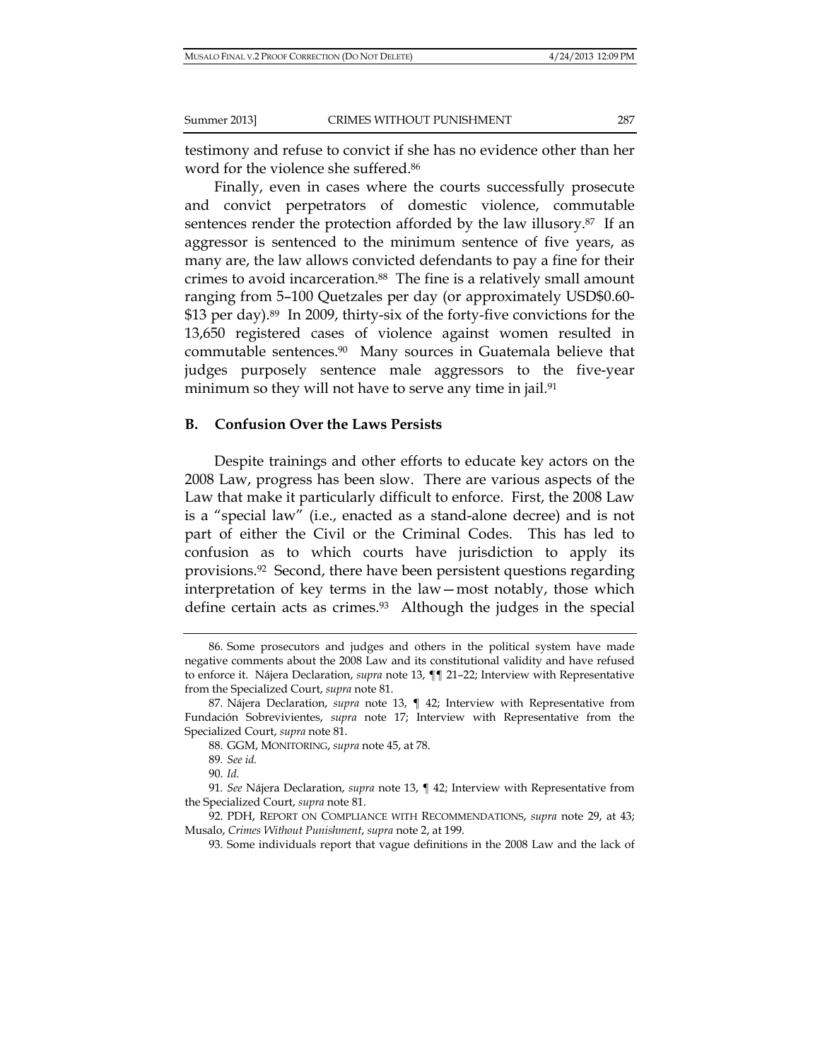testimony and refuse to convict if she has no evidence other than her word for the violence she suffered.[86]

Finally, even in cases where the courts successfully prosecute and convict perpetrators of domestic violence, commutable sentences render the protection afforded by the law illusory.[87] If an aggressor is sentenced to the minimum sentence of five years, as many are, the law allows convicted defendants to pay a fine for their crimes to avoid incarceration.[88] The fine is a relatively small amount ranging from 5–100 Quetzales per day (or approximately USD$0.60-$13 per day).[89] In 2009, thirty-six of the forty-five convictions for the 13,650 registered cases of violence against women resulted in commutable sentences.[90] Many sources in Guatemala believe that judges purposely sentence male aggressors to the five-year minimum so they will not have to serve any time in jail.[91]

### B. Confusion Over the Laws Persists

Despite trainings and other efforts to educate key actors on the 2008 Law, progress has been slow. There are various aspects of the Law that make it particularly difficult to enforce. First, the 2008 Law is a "special law" (i.e., enacted as a stand-alone decree) and is not part of either the Civil or the Criminal Codes. This has led to confusion as to which courts have jurisdiction to apply its provisions.[92] Second, there have been persistent questions regarding interpretation of key terms in the law—most notably, those which define certain acts as crimes.[93] Although the judges in the special

---

86. Some prosecutors and judges and others in the political system have made negative comments about the 2008 Law and its constitutional validity and have refused to enforce it. Nájera Declaration, *supra* note 13, ¶¶ 21–22; Interview with Representative from the Specialized Court, *supra* note 81.

87. Nájera Declaration, *supra* note 13, ¶ 42; Interview with Representative from Fundación Sobrevivientes, *supra* note 17; Interview with Representative from the Specialized Court, *supra* note 81.

88. GGM, MONITORING, *supra* note 45, at 78.

89. *See id.*

90. *Id.*

91. *See* Nájera Declaration, *supra* note 13, ¶ 42; Interview with Representative from the Specialized Court, *supra* note 81.

92. PDH, REPORT ON COMPLIANCE WITH RECOMMENDATIONS, *supra* note 29, at 43; Musalo, *Crimes Without Punishment*, *supra* note 2, at 199.

93. Some individuals report that vague definitions in the 2008 Law and the lack of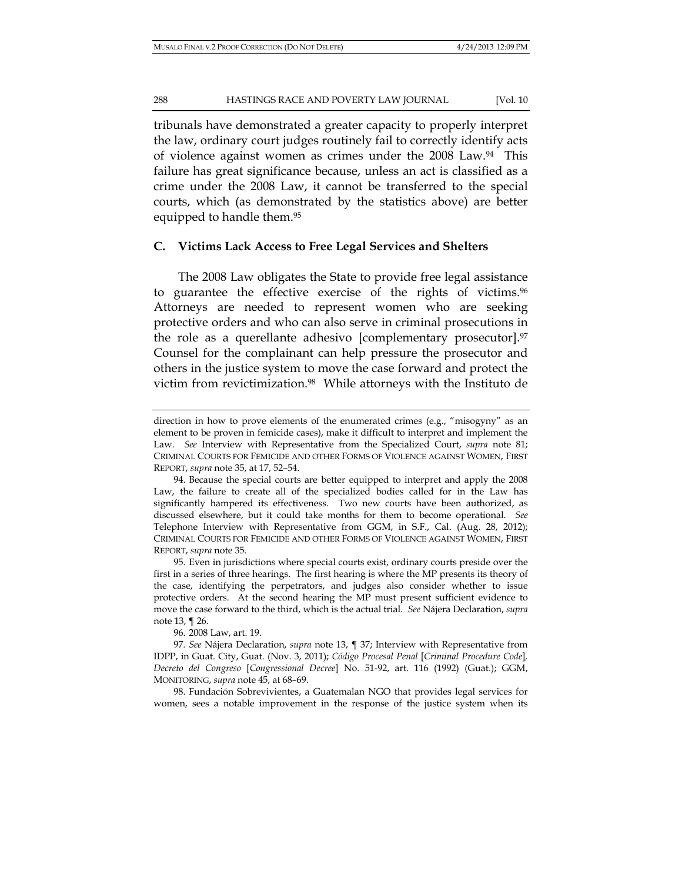tribunals have demonstrated a greater capacity to properly interpret the law, ordinary court judges routinely fail to correctly identify acts of violence against women as crimes under the 2008 Law.[94] This failure has great significance because, unless an act is classified as a crime under the 2008 Law, it cannot be transferred to the special courts, which (as demonstrated by the statistics above) are better equipped to handle them.[95]

### C. Victims Lack Access to Free Legal Services and Shelters

The 2008 Law obligates the State to provide free legal assistance to guarantee the effective exercise of the rights of victims.[96] Attorneys are needed to represent women who are seeking protective orders and who can also serve in criminal prosecutions in the role as a querellante adhesivo [complementary prosecutor].[97] Counsel for the complainant can help pressure the prosecutor and others in the justice system to move the case forward and protect the victim from revictimization.[98] While attorneys with the Instituto de

---

direction in how to prove elements of the enumerated crimes (e.g., "misogyny" as an element to be proven in femicide cases), make it difficult to interpret and implement the Law. *See* Interview with Representative from the Specialized Court, *supra* note 81; CRIMINAL COURTS FOR FEMICIDE AND OTHER FORMS OF VIOLENCE AGAINST WOMEN, FIRST REPORT, *supra* note 35, at 17, 52–54.

94. Because the special courts are better equipped to interpret and apply the 2008 Law, the failure to create all of the specialized bodies called for in the Law has significantly hampered its effectiveness. Two new courts have been authorized, as discussed elsewhere, but it could take months for them to become operational. *See* Telephone Interview with Representative from GGM, in S.F., Cal. (Aug. 28, 2012); CRIMINAL COURTS FOR FEMICIDE AND OTHER FORMS OF VIOLENCE AGAINST WOMEN, FIRST REPORT, *supra* note 35.

95. Even in jurisdictions where special courts exist, ordinary courts preside over the first in a series of three hearings. The first hearing is where the MP presents its theory of the case, identifying the perpetrators, and judges also consider whether to issue protective orders. At the second hearing the MP must present sufficient evidence to move the case forward to the third, which is the actual trial. *See* Nájera Declaration, *supra* note 13, ¶ 26.

96. 2008 Law, art. 19.

97. *See* Nájera Declaration, *supra* note 13, ¶ 37; Interview with Representative from IDPP, in Guat. City, Guat. (Nov. 3, 2011); *Código Procesal Penal* [*Criminal Procedure Code*], *Decreto del Congreso* [*Congressional Decree*] No. 51-92, art. 116 (1992) (Guat.); GGM, MONITORING, *supra* note 45, at 68–69.

98. Fundación Sobrevivientes, a Guatemalan NGO that provides legal services for women, sees a notable improvement in the response of the justice system when its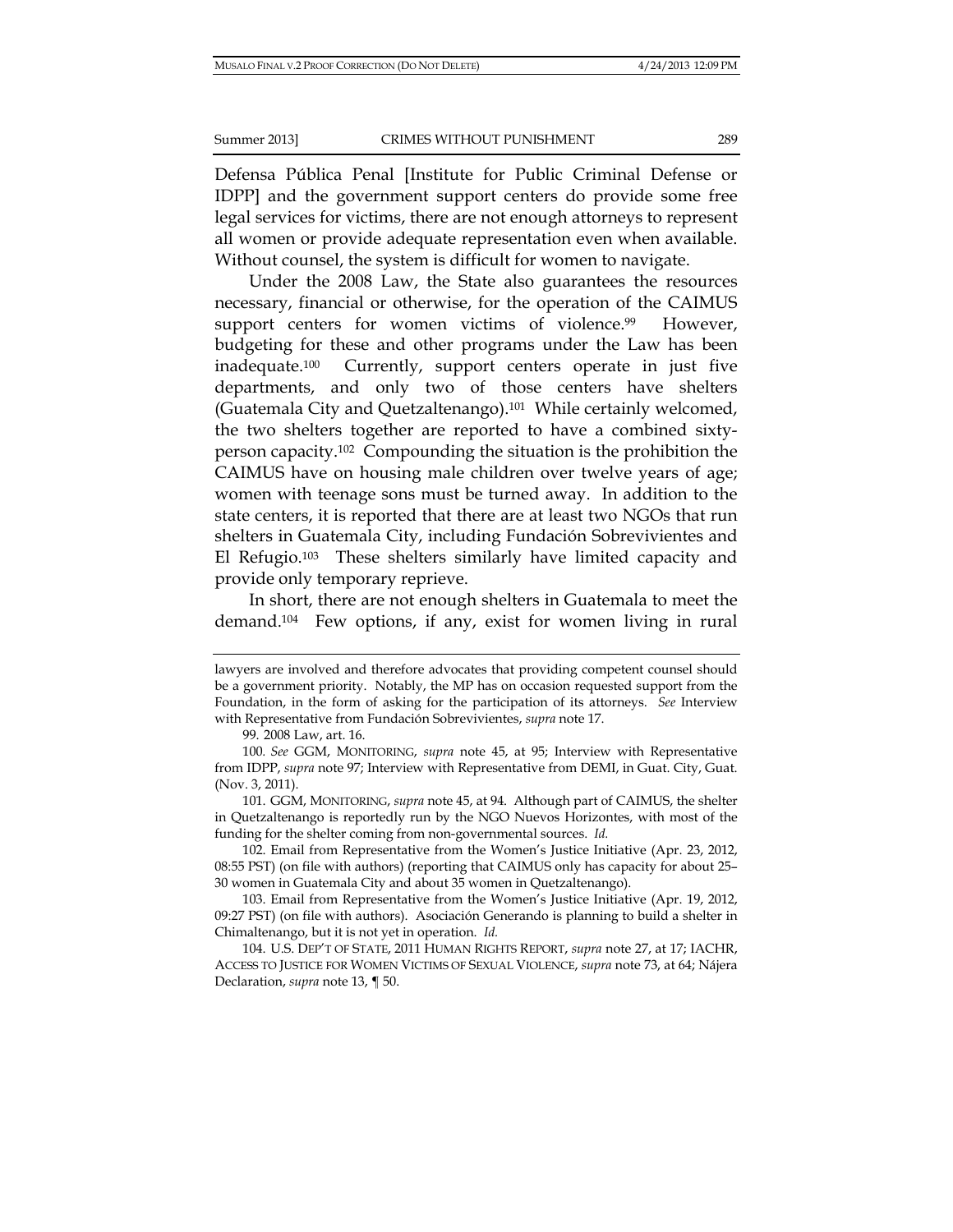Defensa Pública Penal [Institute for Public Criminal Defense or IDPP] and the government support centers do provide some free legal services for victims, there are not enough attorneys to represent all women or provide adequate representation even when available. Without counsel, the system is difficult for women to navigate.

Under the 2008 Law, the State also guarantees the resources necessary, financial or otherwise, for the operation of the CAIMUS support centers for women victims of violence.[99] However, budgeting for these and other programs under the Law has been inadequate.[100] Currently, support centers operate in just five departments, and only two of those centers have shelters (Guatemala City and Quetzaltenango).[101] While certainly welcomed, the two shelters together are reported to have a combined sixty-person capacity.[102] Compounding the situation is the prohibition the CAIMUS have on housing male children over twelve years of age; women with teenage sons must be turned away. In addition to the state centers, it is reported that there are at least two NGOs that run shelters in Guatemala City, including Fundación Sobrevivientes and El Refugio.[103] These shelters similarly have limited capacity and provide only temporary reprieve.

In short, there are not enough shelters in Guatemala to meet the demand.[104] Few options, if any, exist for women living in rural

---

lawyers are involved and therefore advocates that providing competent counsel should be a government priority. Notably, the MP has on occasion requested support from the Foundation, in the form of asking for the participation of its attorneys. *See* Interview with Representative from Fundación Sobrevivientes, *supra* note 17.

99. 2008 Law, art. 16.

100. *See* GGM, MONITORING, *supra* note 45, at 95; Interview with Representative from IDPP, *supra* note 97; Interview with Representative from DEMI, in Guat. City, Guat. (Nov. 3, 2011).

101. GGM, MONITORING, *supra* note 45, at 94. Although part of CAIMUS, the shelter in Quetzaltenango is reportedly run by the NGO Nuevos Horizontes, with most of the funding for the shelter coming from non-governmental sources. *Id.*

102. Email from Representative from the Women's Justice Initiative (Apr. 23, 2012, 08:55 PST) (on file with authors) (reporting that CAIMUS only has capacity for about 25–30 women in Guatemala City and about 35 women in Quetzaltenango).

103. Email from Representative from the Women's Justice Initiative (Apr. 19, 2012, 09:27 PST) (on file with authors). Asociación Generando is planning to build a shelter in Chimaltenango, but it is not yet in operation. *Id.*

104. U.S. DEP'T OF STATE, 2011 HUMAN RIGHTS REPORT, *supra* note 27, at 17; IACHR, ACCESS TO JUSTICE FOR WOMEN VICTIMS OF SEXUAL VIOLENCE, *supra* note 73, at 64; Nájera Declaration, *supra* note 13, ¶ 50.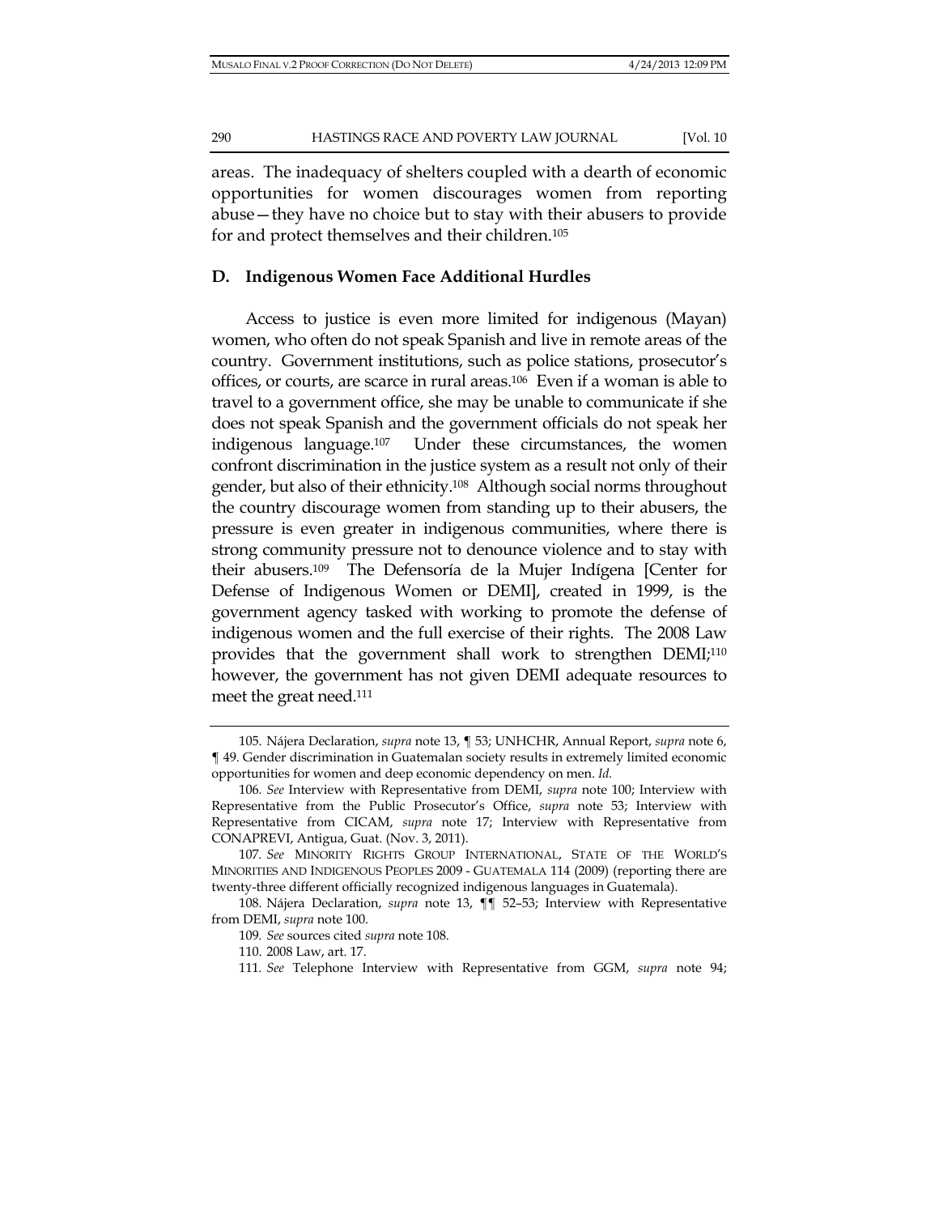areas. The inadequacy of shelters coupled with a dearth of economic opportunities for women discourages women from reporting abuse—they have no choice but to stay with their abusers to provide for and protect themselves and their children.[105]

## D. Indigenous Women Face Additional Hurdles

Access to justice is even more limited for indigenous (Mayan) women, who often do not speak Spanish and live in remote areas of the country. Government institutions, such as police stations, prosecutor's offices, or courts, are scarce in rural areas.[106] Even if a woman is able to travel to a government office, she may be unable to communicate if she does not speak Spanish and the government officials do not speak her indigenous language.[107] Under these circumstances, the women confront discrimination in the justice system as a result not only of their gender, but also of their ethnicity.[108] Although social norms throughout the country discourage women from standing up to their abusers, the pressure is even greater in indigenous communities, where there is strong community pressure not to denounce violence and to stay with their abusers.[109] The Defensoría de la Mujer Indígena [Center for Defense of Indigenous Women or DEMI], created in 1999, is the government agency tasked with working to promote the defense of indigenous women and the full exercise of their rights. The 2008 Law provides that the government shall work to strengthen DEMI;[110] however, the government has not given DEMI adequate resources to meet the great need.[111]

---

105. Nájera Declaration, *supra* note 13, ¶ 53; UNHCHR, Annual Report, *supra* note 6, ¶ 49. Gender discrimination in Guatemalan society results in extremely limited economic opportunities for women and deep economic dependency on men. *Id.*

106. *See* Interview with Representative from DEMI, *supra* note 100; Interview with Representative from the Public Prosecutor's Office, *supra* note 53; Interview with Representative from CICAM, *supra* note 17; Interview with Representative from CONAPREVI, Antigua, Guat. (Nov. 3, 2011).

107. *See* MINORITY RIGHTS GROUP INTERNATIONAL, STATE OF THE WORLD'S MINORITIES AND INDIGENOUS PEOPLES 2009 - GUATEMALA 114 (2009) (reporting there are twenty-three different officially recognized indigenous languages in Guatemala).

108. Nájera Declaration, *supra* note 13, ¶¶ 52–53; Interview with Representative from DEMI, *supra* note 100.

109. *See* sources cited *supra* note 108.

110. 2008 Law, art. 17.

111. *See* Telephone Interview with Representative from GGM, *supra* note 94;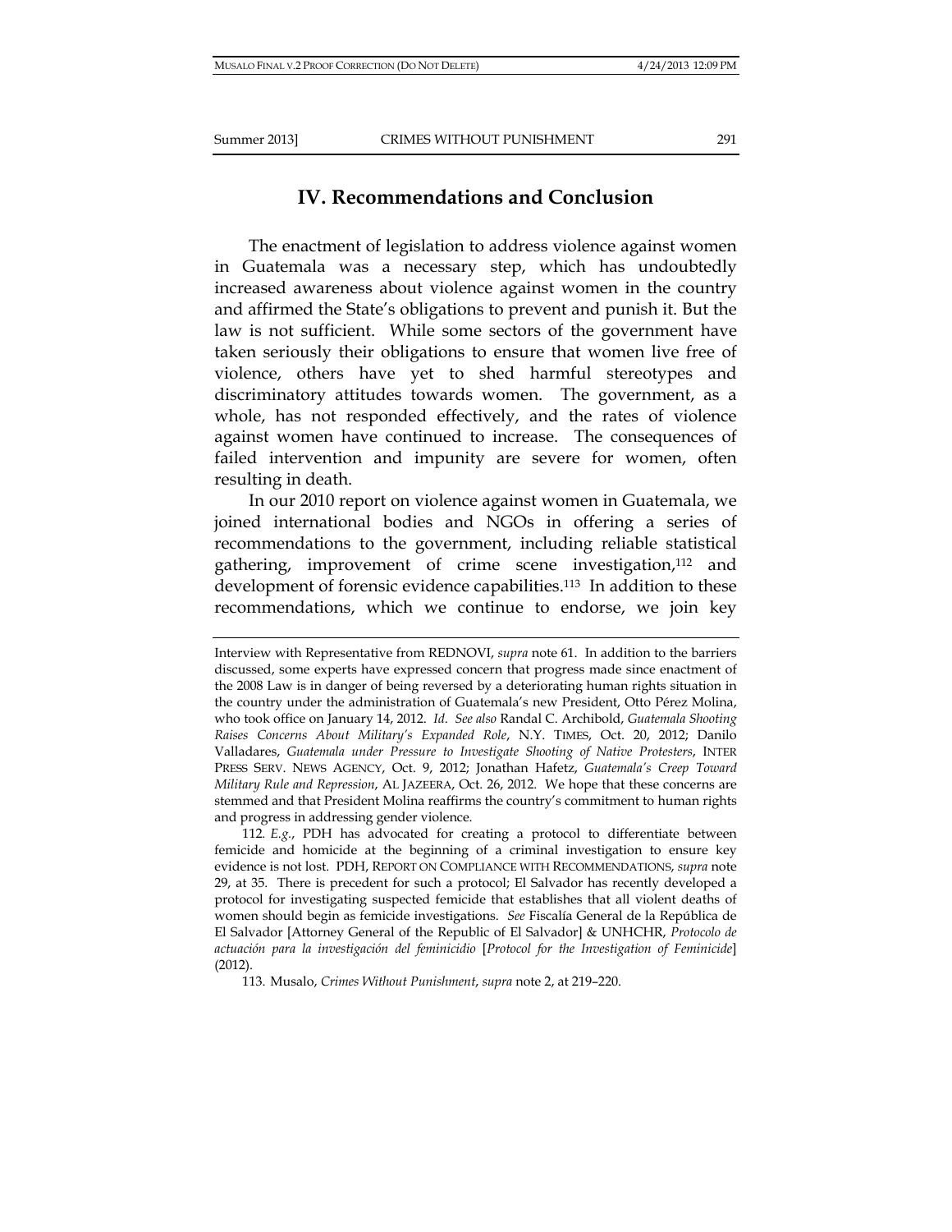## IV. Recommendations and Conclusion

The enactment of legislation to address violence against women in Guatemala was a necessary step, which has undoubtedly increased awareness about violence against women in the country and affirmed the State's obligations to prevent and punish it. But the law is not sufficient. While some sectors of the government have taken seriously their obligations to ensure that women live free of violence, others have yet to shed harmful stereotypes and discriminatory attitudes towards women. The government, as a whole, has not responded effectively, and the rates of violence against women have continued to increase. The consequences of failed intervention and impunity are severe for women, often resulting in death.

In our 2010 report on violence against women in Guatemala, we joined international bodies and NGOs in offering a series of recommendations to the government, including reliable statistical gathering, improvement of crime scene investigation,[112] and development of forensic evidence capabilities.[113] In addition to these recommendations, which we continue to endorse, we join key

---

Interview with Representative from REDNOVI, *supra* note 61. In addition to the barriers discussed, some experts have expressed concern that progress made since enactment of the 2008 Law is in danger of being reversed by a deteriorating human rights situation in the country under the administration of Guatemala's new President, Otto Pérez Molina, who took office on January 14, 2012. *Id. See also* Randal C. Archibold, *Guatemala Shooting Raises Concerns About Military's Expanded Role*, N.Y. TIMES, Oct. 20, 2012; Danilo Valladares, *Guatemala under Pressure to Investigate Shooting of Native Protesters*, INTER PRESS SERV. NEWS AGENCY, Oct. 9, 2012; Jonathan Hafetz, *Guatemala's Creep Toward Military Rule and Repression*, AL JAZEERA, Oct. 26, 2012. We hope that these concerns are stemmed and that President Molina reaffirms the country's commitment to human rights and progress in addressing gender violence.

112. *E.g.*, PDH has advocated for creating a protocol to differentiate between femicide and homicide at the beginning of a criminal investigation to ensure key evidence is not lost. PDH, REPORT ON COMPLIANCE WITH RECOMMENDATIONS, *supra* note 29, at 35. There is precedent for such a protocol; El Salvador has recently developed a protocol for investigating suspected femicide that establishes that all violent deaths of women should begin as femicide investigations. *See* Fiscalía General de la República de El Salvador [Attorney General of the Republic of El Salvador] & UNHCHR, *Protocolo de actuación para la investigación del feminicidio* [*Protocol for the Investigation of Feminicide*] (2012).

113. Musalo, *Crimes Without Punishment*, *supra* note 2, at 219–220.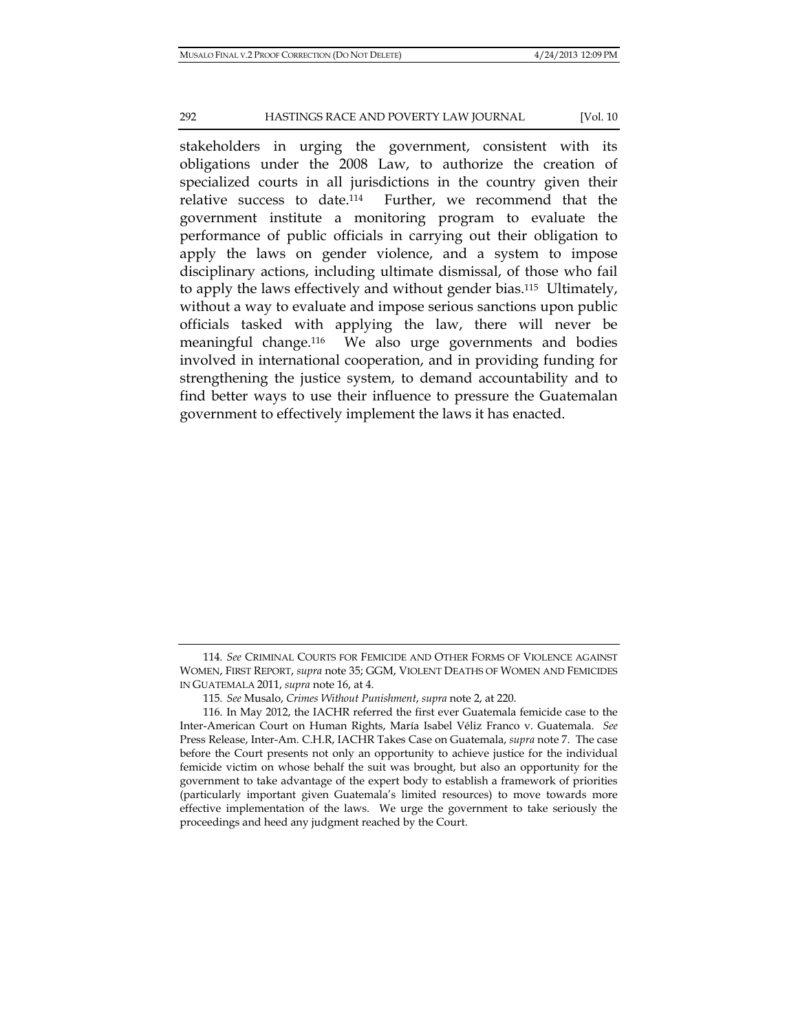stakeholders in urging the government, consistent with its obligations under the 2008 Law, to authorize the creation of specialized courts in all jurisdictions in the country given their relative success to date.[114] Further, we recommend that the government institute a monitoring program to evaluate the performance of public officials in carrying out their obligation to apply the laws on gender violence, and a system to impose disciplinary actions, including ultimate dismissal, of those who fail to apply the laws effectively and without gender bias.[115] Ultimately, without a way to evaluate and impose serious sanctions upon public officials tasked with applying the law, there will never be meaningful change.[116] We also urge governments and bodies involved in international cooperation, and in providing funding for strengthening the justice system, to demand accountability and to find better ways to use their influence to pressure the Guatemalan government to effectively implement the laws it has enacted.

---

114. *See* CRIMINAL COURTS FOR FEMICIDE AND OTHER FORMS OF VIOLENCE AGAINST WOMEN, FIRST REPORT, *supra* note 35; GGM, VIOLENT DEATHS OF WOMEN AND FEMICIDES IN GUATEMALA 2011, *supra* note 16, at 4.

115. *See* Musalo, *Crimes Without Punishment*, *supra* note 2, at 220.

116. In May 2012, the IACHR referred the first ever Guatemala femicide case to the Inter-American Court on Human Rights, María Isabel Véliz Franco v. Guatemala. *See* Press Release, Inter-Am. C.H.R, IACHR Takes Case on Guatemala, *supra* note 7. The case before the Court presents not only an opportunity to achieve justice for the individual femicide victim on whose behalf the suit was brought, but also an opportunity for the government to take advantage of the expert body to establish a framework of priorities (particularly important given Guatemala's limited resources) to move towards more effective implementation of the laws. We urge the government to take seriously the proceedings and heed any judgment reached by the Court.